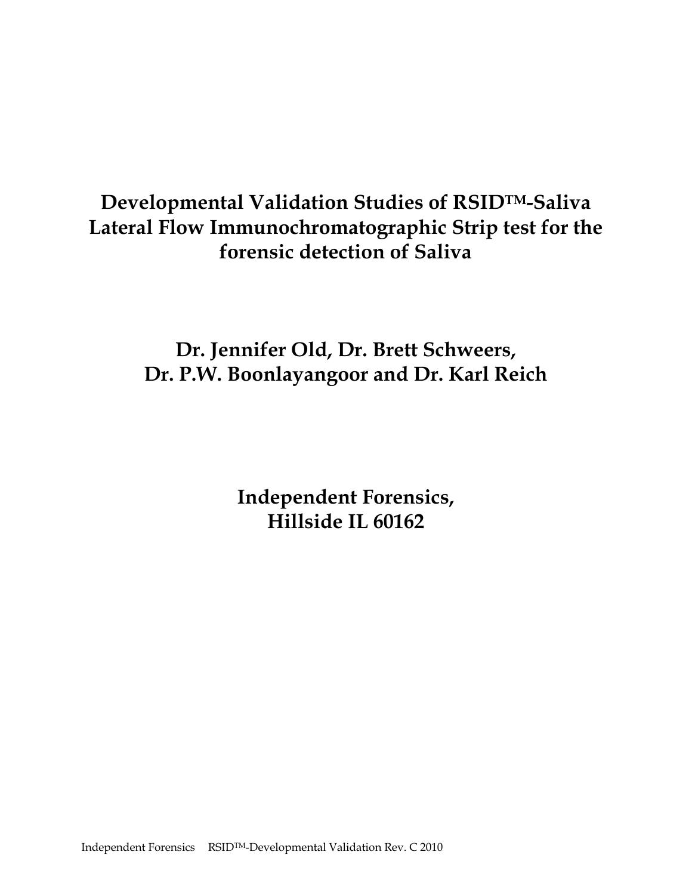# Developmental Validation Studies of RSID™-Saliva Lateral Flow Immunochromatographic Strip test for the forensic detection of Saliva

**Dr. Jennifer Old, Dr. Brett Schweers, Dr. P.W. Boonlayangoor and Dr. Karl Reich**

**Independent Forensics, Hillside IL 60162**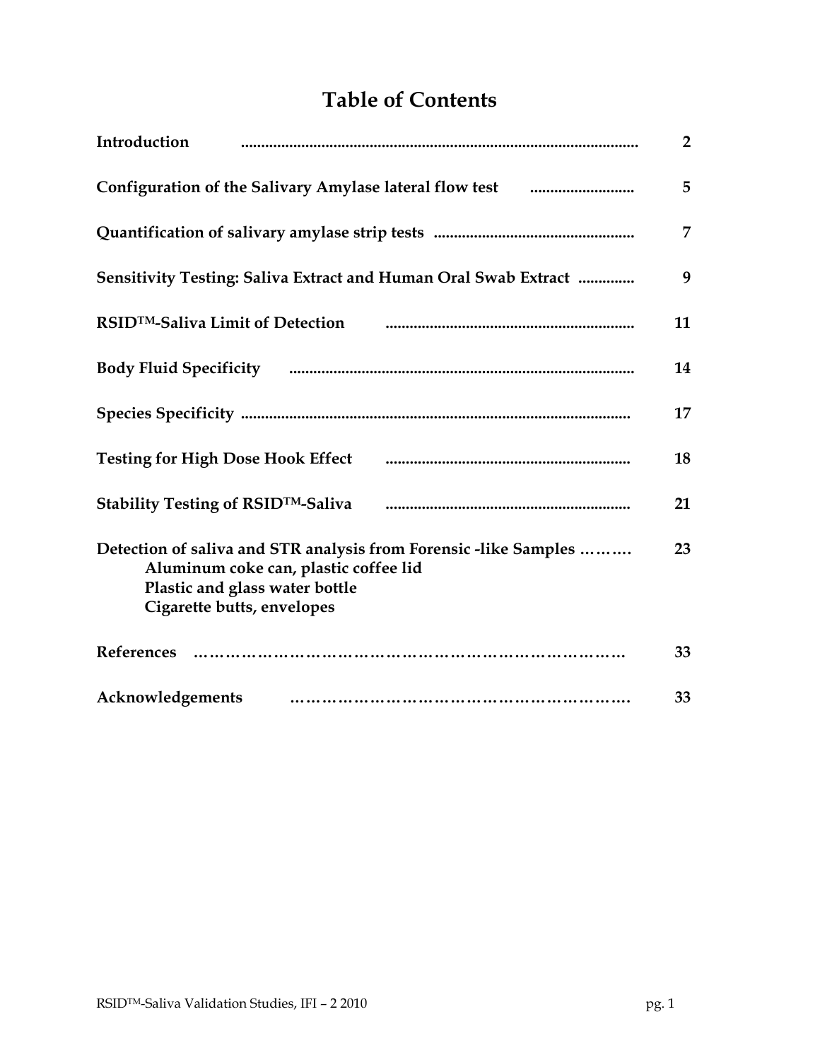# Table of Contents

| | |
|---|---|
| **Introduction** | **2** |
| **Configuration of the Salivary Amylase lateral flow test** | **5** |
| **Quantification of salivary amylase strip tests** | **7** |
| **Sensitivity Testing: Saliva Extract and Human Oral Swab Extract** | **9** |
| **RSID™-Saliva Limit of Detection** | **11** |
| **Body Fluid Specificity** | **14** |
| **Species Specificity** | **17** |
| **Testing for High Dose Hook Effect** | **18** |
| **Stability Testing of RSID™-Saliva** | **21** |
| **Detection of saliva and STR analysis from Forensic -like Samples** <br> **Aluminum coke can, plastic coffee lid** <br> **Plastic and glass water bottle** <br> **Cigarette butts, envelopes** | **23** |
| **References** | **33** |
| **Acknowledgements** | **33** |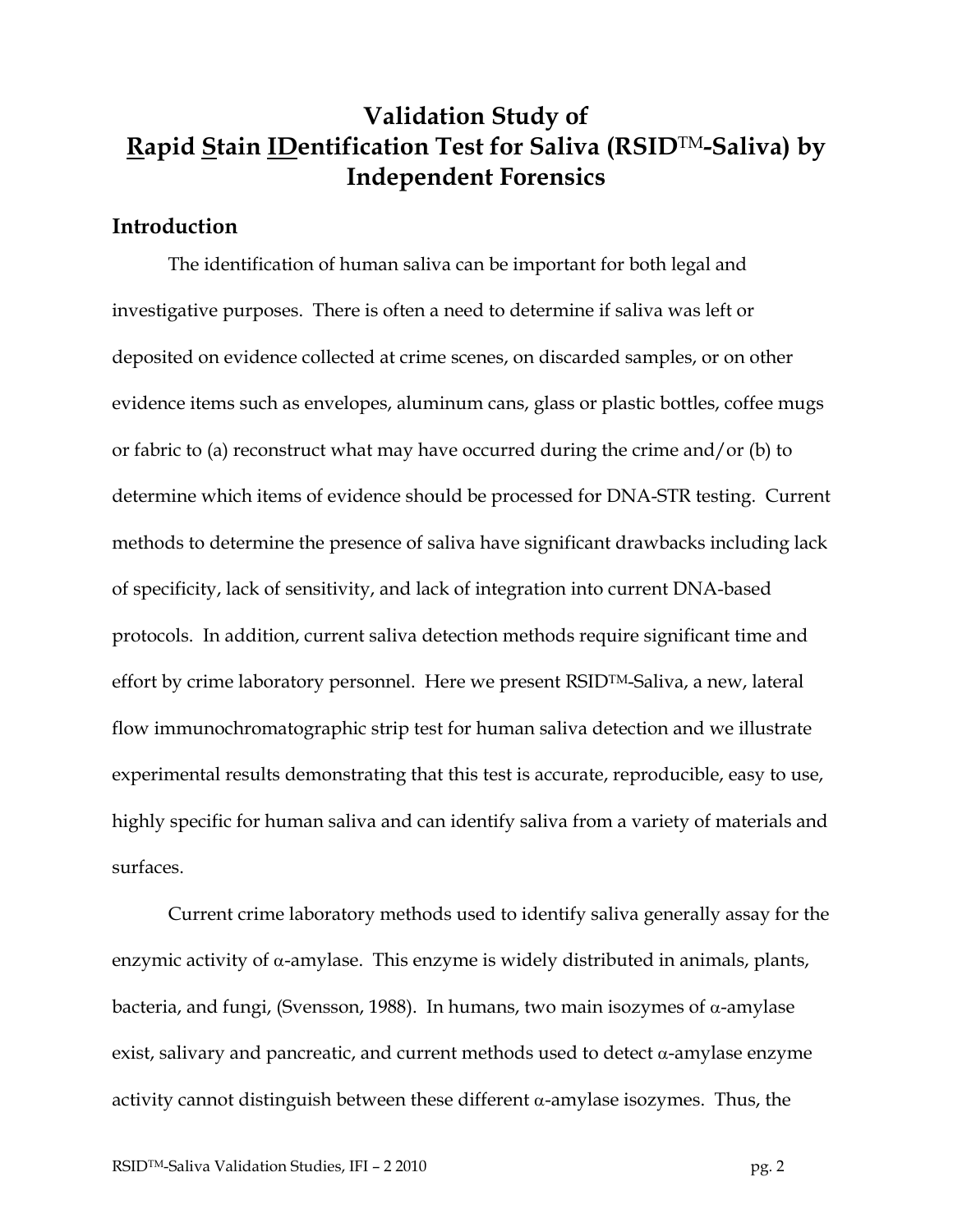# Validation Study of **R**apid **S**tain **ID**entification Test for Saliva (RSID™-Saliva) by Independent Forensics

## Introduction

The identification of human saliva can be important for both legal and investigative purposes. There is often a need to determine if saliva was left or deposited on evidence collected at crime scenes, on discarded samples, or on other evidence items such as envelopes, aluminum cans, glass or plastic bottles, coffee mugs or fabric to (a) reconstruct what may have occurred during the crime and/or (b) to determine which items of evidence should be processed for DNA-STR testing. Current methods to determine the presence of saliva have significant drawbacks including lack of specificity, lack of sensitivity, and lack of integration into current DNA-based protocols. In addition, current saliva detection methods require significant time and effort by crime laboratory personnel. Here we present RSID™-Saliva, a new, lateral flow immunochromatographic strip test for human saliva detection and we illustrate experimental results demonstrating that this test is accurate, reproducible, easy to use, highly specific for human saliva and can identify saliva from a variety of materials and surfaces.

Current crime laboratory methods used to identify saliva generally assay for the enzymic activity of α-amylase. This enzyme is widely distributed in animals, plants, bacteria, and fungi, (Svensson, 1988). In humans, two main isozymes of α-amylase exist, salivary and pancreatic, and current methods used to detect α-amylase enzyme activity cannot distinguish between these different α-amylase isozymes. Thus, the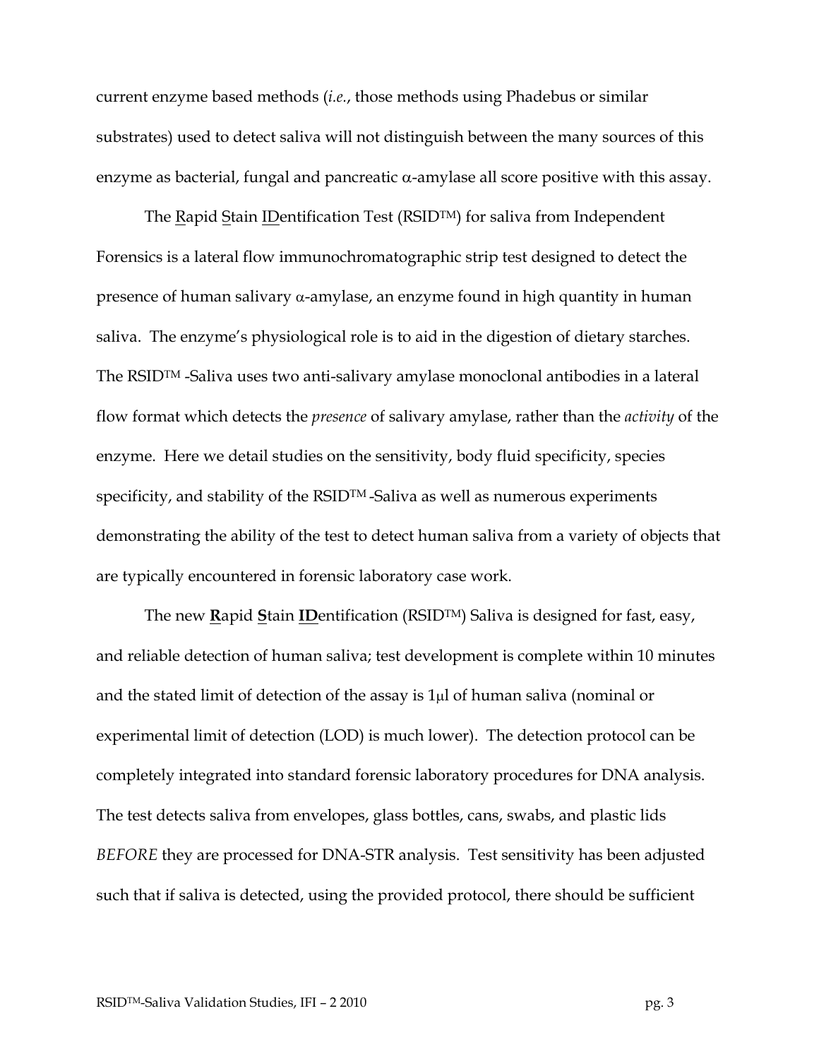current enzyme based methods (*i.e.*, those methods using Phadebus or similar substrates) used to detect saliva will not distinguish between the many sources of this enzyme as bacterial, fungal and pancreatic α-amylase all score positive with this assay.

The Rapid Stain IDentification Test (RSID™) for saliva from Independent Forensics is a lateral flow immunochromatographic strip test designed to detect the presence of human salivary α-amylase, an enzyme found in high quantity in human saliva. The enzyme's physiological role is to aid in the digestion of dietary starches. The RSID™ -Saliva uses two anti-salivary amylase monoclonal antibodies in a lateral flow format which detects the *presence* of salivary amylase, rather than the *activity* of the enzyme. Here we detail studies on the sensitivity, body fluid specificity, species specificity, and stability of the RSID™-Saliva as well as numerous experiments demonstrating the ability of the test to detect human saliva from a variety of objects that are typically encountered in forensic laboratory case work.

The new **R**apid **S**tain **ID**entification (RSID™) Saliva is designed for fast, easy, and reliable detection of human saliva; test development is complete within 10 minutes and the stated limit of detection of the assay is 1μl of human saliva (nominal or experimental limit of detection (LOD) is much lower). The detection protocol can be completely integrated into standard forensic laboratory procedures for DNA analysis. The test detects saliva from envelopes, glass bottles, cans, swabs, and plastic lids *BEFORE* they are processed for DNA-STR analysis. Test sensitivity has been adjusted such that if saliva is detected, using the provided protocol, there should be sufficient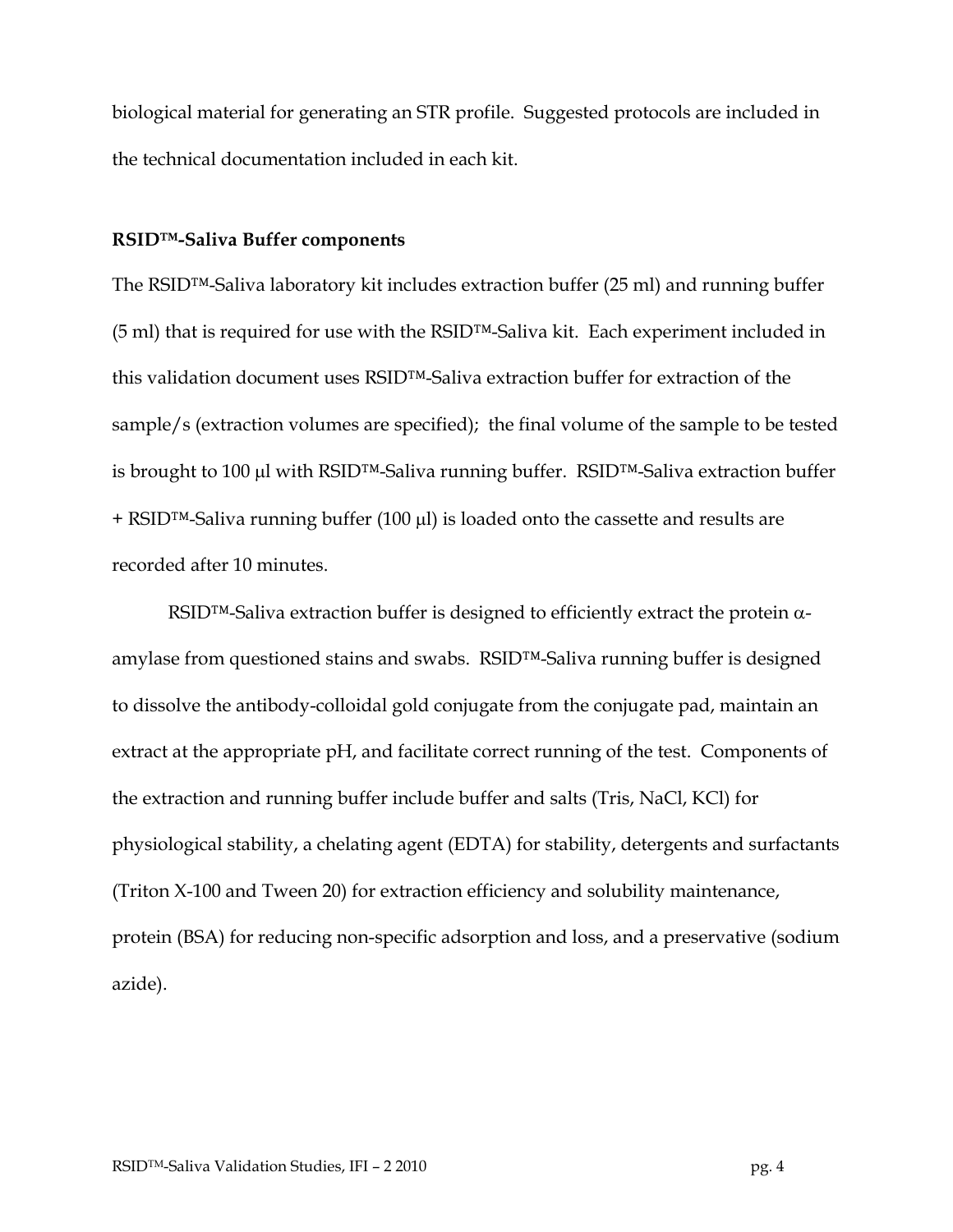biological material for generating an STR profile. Suggested protocols are included in the technical documentation included in each kit.

**RSID™-Saliva Buffer components**

The RSID™-Saliva laboratory kit includes extraction buffer (25 ml) and running buffer (5 ml) that is required for use with the RSID™-Saliva kit. Each experiment included in this validation document uses RSID™-Saliva extraction buffer for extraction of the sample/s (extraction volumes are specified); the final volume of the sample to be tested is brought to 100 μl with RSID™-Saliva running buffer. RSID™-Saliva extraction buffer + RSID™-Saliva running buffer (100 μl) is loaded onto the cassette and results are recorded after 10 minutes.

RSID™-Saliva extraction buffer is designed to efficiently extract the protein α-amylase from questioned stains and swabs. RSID™-Saliva running buffer is designed to dissolve the antibody-colloidal gold conjugate from the conjugate pad, maintain an extract at the appropriate pH, and facilitate correct running of the test. Components of the extraction and running buffer include buffer and salts (Tris, NaCl, KCl) for physiological stability, a chelating agent (EDTA) for stability, detergents and surfactants (Triton X-100 and Tween 20) for extraction efficiency and solubility maintenance, protein (BSA) for reducing non-specific adsorption and loss, and a preservative (sodium azide).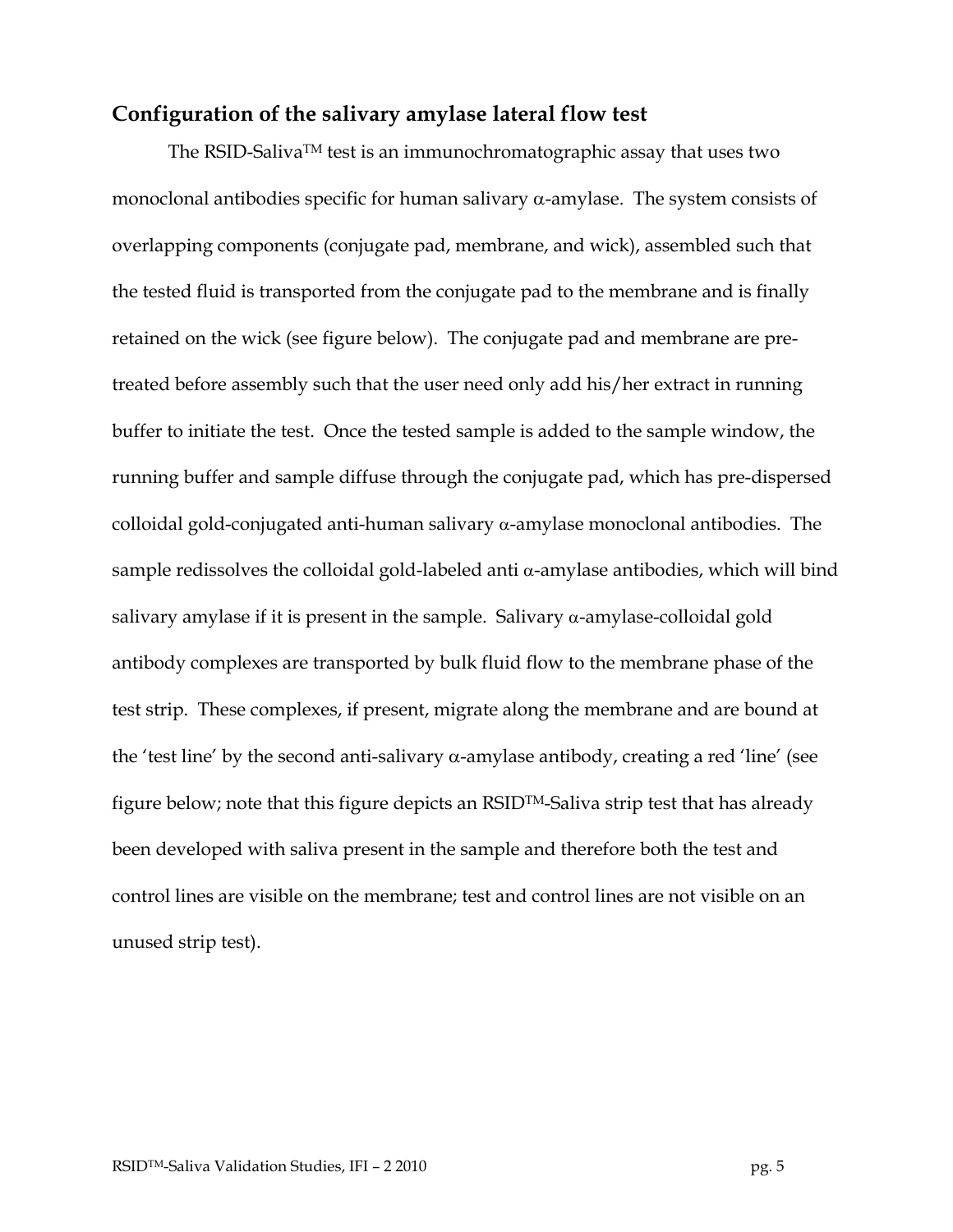## Configuration of the salivary amylase lateral flow test

The RSID-Saliva™ test is an immunochromatographic assay that uses two monoclonal antibodies specific for human salivary $\alpha$-amylase. The system consists of overlapping components (conjugate pad, membrane, and wick), assembled such that the tested fluid is transported from the conjugate pad to the membrane and is finally retained on the wick (see figure below). The conjugate pad and membrane are pre-treated before assembly such that the user need only add his/her extract in running buffer to initiate the test. Once the tested sample is added to the sample window, the running buffer and sample diffuse through the conjugate pad, which has pre-dispersed colloidal gold-conjugated anti-human salivary $\alpha$-amylase monoclonal antibodies. The sample redissolves the colloidal gold-labeled anti $\alpha$-amylase antibodies, which will bind salivary amylase if it is present in the sample. Salivary $\alpha$-amylase-colloidal gold antibody complexes are transported by bulk fluid flow to the membrane phase of the test strip. These complexes, if present, migrate along the membrane and are bound at the 'test line' by the second anti-salivary $\alpha$-amylase antibody, creating a red 'line' (see figure below; note that this figure depicts an RSID™-Saliva strip test that has already been developed with saliva present in the sample and therefore both the test and control lines are visible on the membrane; test and control lines are not visible on an unused strip test).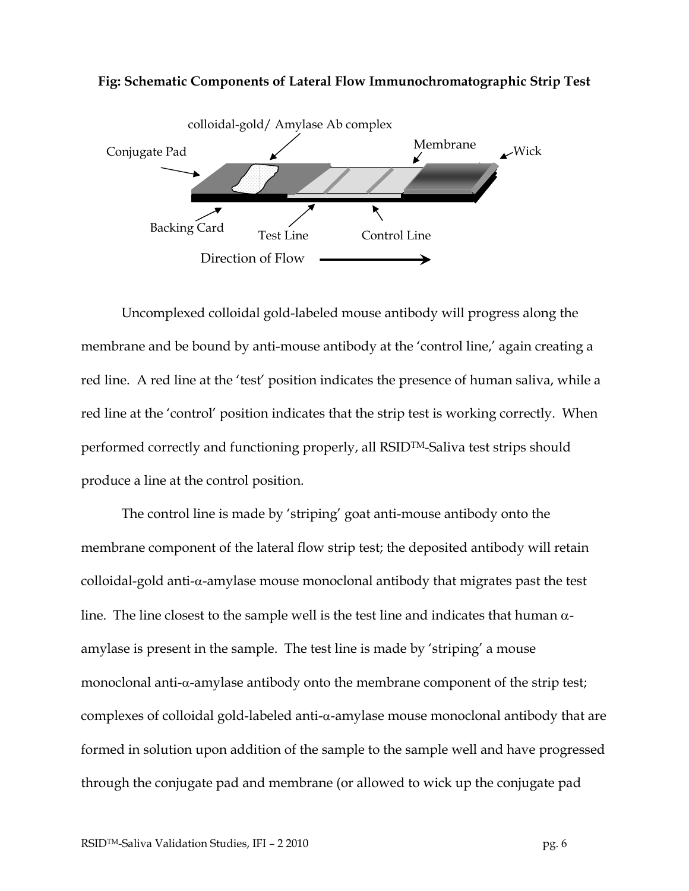**Fig: Schematic Components of Lateral Flow Immunochromatographic Strip Test**

Uncomplexed colloidal gold-labeled mouse antibody will progress along the membrane and be bound by anti-mouse antibody at the 'control line,' again creating a red line. A red line at the 'test' position indicates the presence of human saliva, while a red line at the 'control' position indicates that the strip test is working correctly. When performed correctly and functioning properly, all RSID™-Saliva test strips should produce a line at the control position.

The control line is made by 'striping' goat anti-mouse antibody onto the membrane component of the lateral flow strip test; the deposited antibody will retain colloidal-gold anti-α-amylase mouse monoclonal antibody that migrates past the test line. The line closest to the sample well is the test line and indicates that human α-amylase is present in the sample. The test line is made by 'striping' a mouse monoclonal anti-α-amylase antibody onto the membrane component of the strip test; complexes of colloidal gold-labeled anti-α-amylase mouse monoclonal antibody that are formed in solution upon addition of the sample to the sample well and have progressed through the conjugate pad and membrane (or allowed to wick up the conjugate pad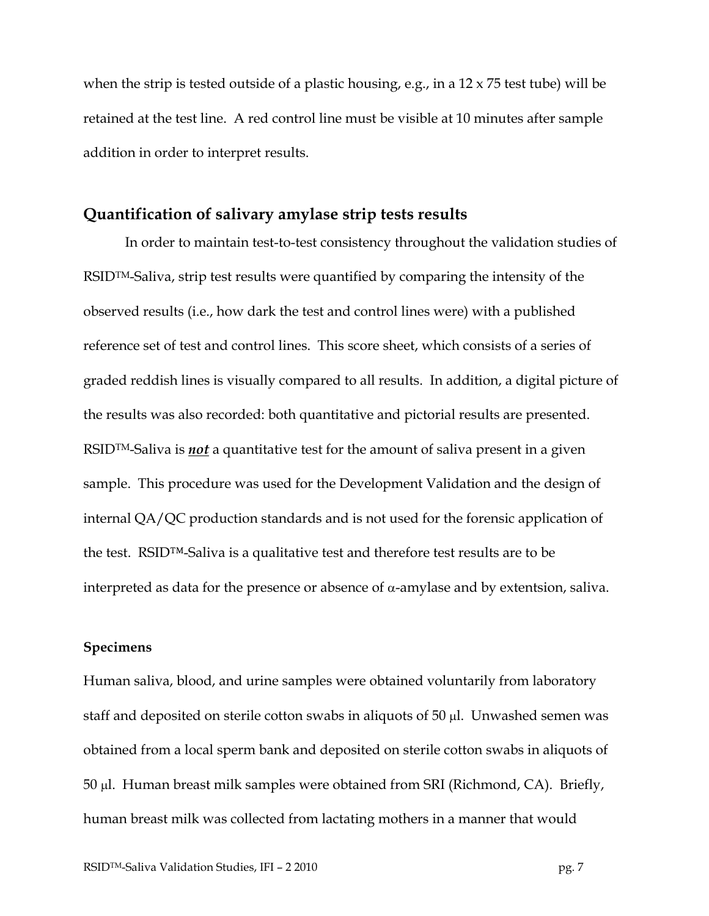when the strip is tested outside of a plastic housing, e.g., in a 12 x 75 test tube) will be retained at the test line. A red control line must be visible at 10 minutes after sample addition in order to interpret results.

## Quantification of salivary amylase strip tests results

In order to maintain test-to-test consistency throughout the validation studies of RSID™-Saliva, strip test results were quantified by comparing the intensity of the observed results (i.e., how dark the test and control lines were) with a published reference set of test and control lines. This score sheet, which consists of a series of graded reddish lines is visually compared to all results. In addition, a digital picture of the results was also recorded: both quantitative and pictorial results are presented. RSID™-Saliva is ***not*** a quantitative test for the amount of saliva present in a given sample. This procedure was used for the Development Validation and the design of internal QA/QC production standards and is not used for the forensic application of the test. RSID™-Saliva is a qualitative test and therefore test results are to be interpreted as data for the presence or absence of $\alpha$-amylase and by extentsion, saliva.

### Specimens

Human saliva, blood, and urine samples were obtained voluntarily from laboratory staff and deposited on sterile cotton swabs in aliquots of 50 $\mu$l. Unwashed semen was obtained from a local sperm bank and deposited on sterile cotton swabs in aliquots of 50 $\mu$l. Human breast milk samples were obtained from SRI (Richmond, CA). Briefly, human breast milk was collected from lactating mothers in a manner that would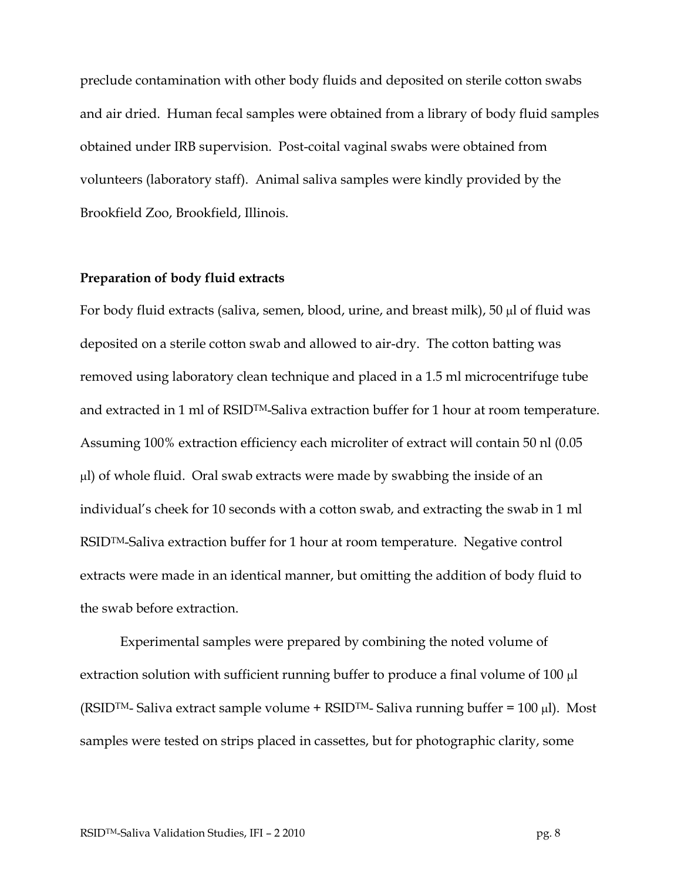preclude contamination with other body fluids and deposited on sterile cotton swabs and air dried. Human fecal samples were obtained from a library of body fluid samples obtained under IRB supervision. Post-coital vaginal swabs were obtained from volunteers (laboratory staff). Animal saliva samples were kindly provided by the Brookfield Zoo, Brookfield, Illinois.

**Preparation of body fluid extracts**

For body fluid extracts (saliva, semen, blood, urine, and breast milk), 50 μl of fluid was deposited on a sterile cotton swab and allowed to air-dry. The cotton batting was removed using laboratory clean technique and placed in a 1.5 ml microcentrifuge tube and extracted in 1 ml of RSID™-Saliva extraction buffer for 1 hour at room temperature. Assuming 100% extraction efficiency each microliter of extract will contain 50 nl (0.05 μl) of whole fluid. Oral swab extracts were made by swabbing the inside of an individual's cheek for 10 seconds with a cotton swab, and extracting the swab in 1 ml RSID™-Saliva extraction buffer for 1 hour at room temperature. Negative control extracts were made in an identical manner, but omitting the addition of body fluid to the swab before extraction.

Experimental samples were prepared by combining the noted volume of extraction solution with sufficient running buffer to produce a final volume of 100 μl (RSID™- Saliva extract sample volume + RSID™- Saliva running buffer = 100 μl). Most samples were tested on strips placed in cassettes, but for photographic clarity, some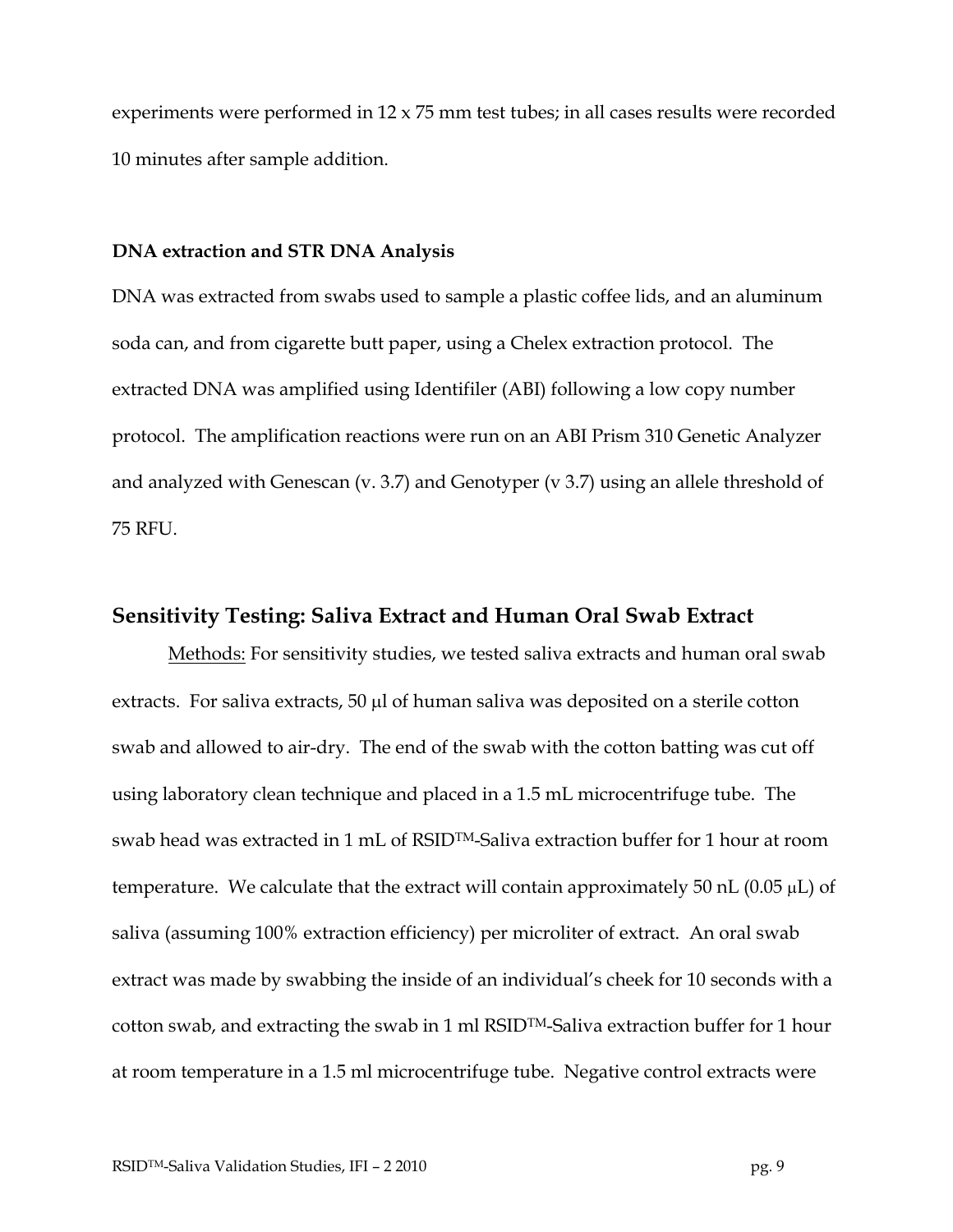experiments were performed in 12 x 75 mm test tubes; in all cases results were recorded 10 minutes after sample addition.

**DNA extraction and STR DNA Analysis**

DNA was extracted from swabs used to sample a plastic coffee lids, and an aluminum soda can, and from cigarette butt paper, using a Chelex extraction protocol. The extracted DNA was amplified using Identifiler (ABI) following a low copy number protocol. The amplification reactions were run on an ABI Prism 310 Genetic Analyzer and analyzed with Genescan (v. 3.7) and Genotyper (v 3.7) using an allele threshold of 75 RFU.

## Sensitivity Testing: Saliva Extract and Human Oral Swab Extract

Methods: For sensitivity studies, we tested saliva extracts and human oral swab extracts. For saliva extracts, 50 µl of human saliva was deposited on a sterile cotton swab and allowed to air-dry. The end of the swab with the cotton batting was cut off using laboratory clean technique and placed in a 1.5 mL microcentrifuge tube. The swab head was extracted in 1 mL of RSID™-Saliva extraction buffer for 1 hour at room temperature. We calculate that the extract will contain approximately 50 nL (0.05 µL) of saliva (assuming 100% extraction efficiency) per microliter of extract. An oral swab extract was made by swabbing the inside of an individual's cheek for 10 seconds with a cotton swab, and extracting the swab in 1 ml RSID™-Saliva extraction buffer for 1 hour at room temperature in a 1.5 ml microcentrifuge tube. Negative control extracts were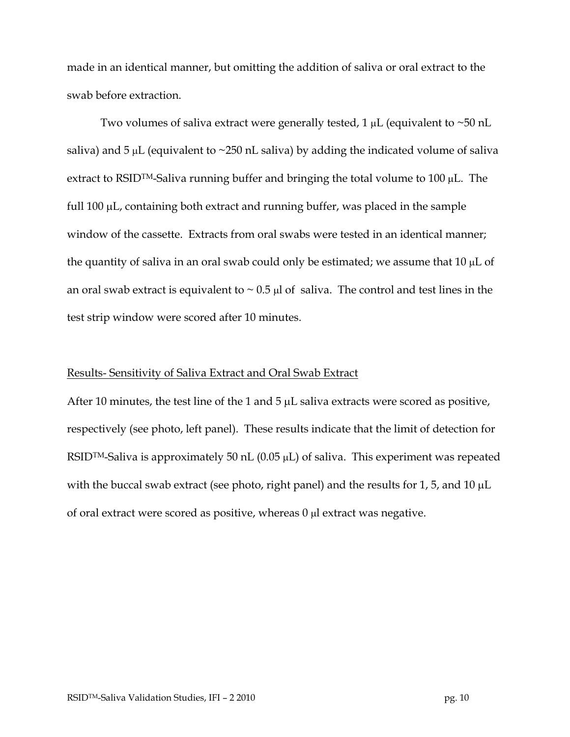made in an identical manner, but omitting the addition of saliva or oral extract to the swab before extraction.

Two volumes of saliva extract were generally tested, 1 μL (equivalent to ~50 nL saliva) and 5 μL (equivalent to ~250 nL saliva) by adding the indicated volume of saliva extract to RSID[TM]-Saliva running buffer and bringing the total volume to 100 μL. The full 100 μL, containing both extract and running buffer, was placed in the sample window of the cassette. Extracts from oral swabs were tested in an identical manner; the quantity of saliva in an oral swab could only be estimated; we assume that 10 μL of an oral swab extract is equivalent to ~ 0.5 μl of saliva. The control and test lines in the test strip window were scored after 10 minutes.

## Results- Sensitivity of Saliva Extract and Oral Swab Extract

After 10 minutes, the test line of the 1 and 5 μL saliva extracts were scored as positive, respectively (see photo, left panel). These results indicate that the limit of detection for RSID[TM]-Saliva is approximately 50 nL (0.05 μL) of saliva. This experiment was repeated with the buccal swab extract (see photo, right panel) and the results for 1, 5, and 10 μL of oral extract were scored as positive, whereas 0 μl extract was negative.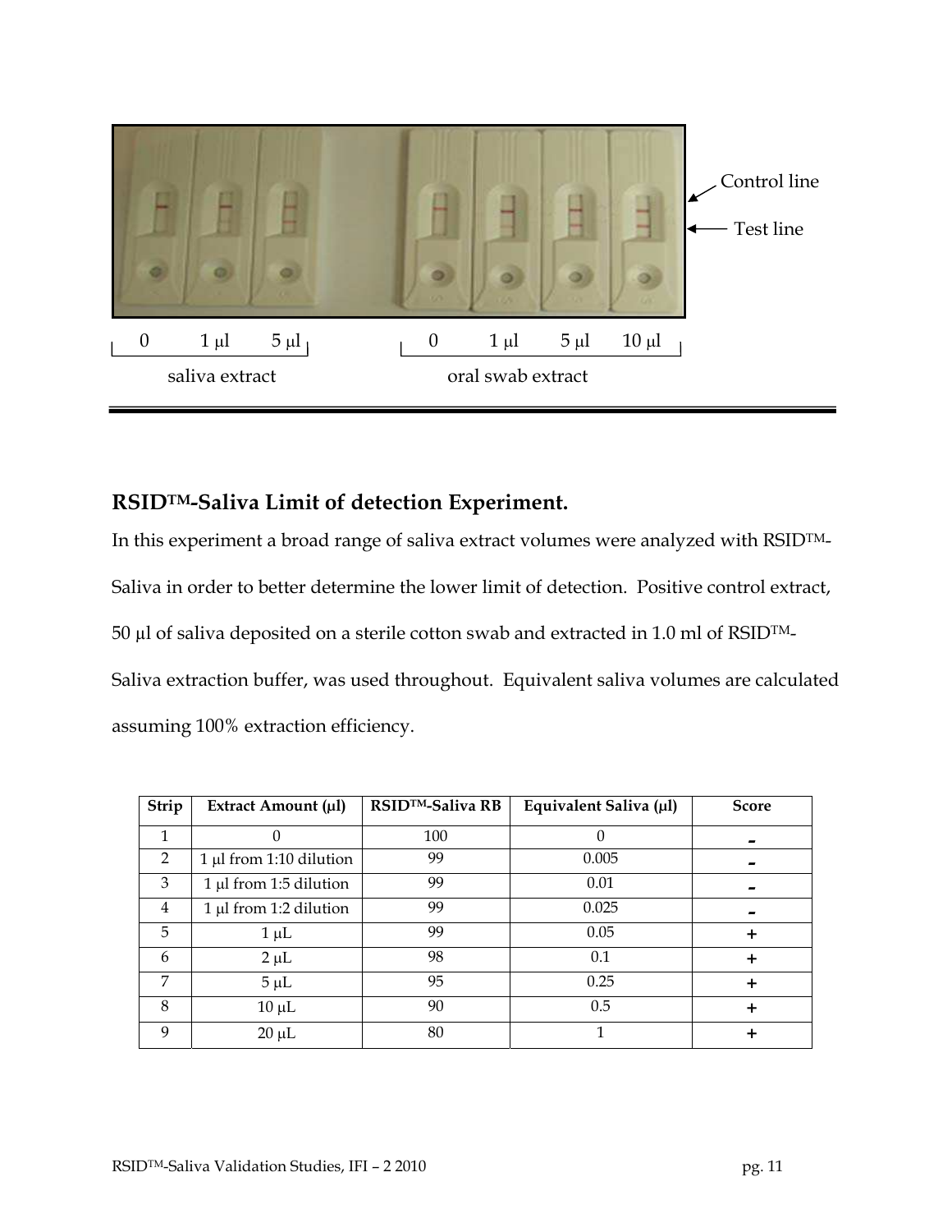Control line

Test line

0 1 μl 5 μl — saliva extract

0 1 μl 5 μl 10 μl — oral swab extract

---

## RSID™-Saliva Limit of detection Experiment.

In this experiment a broad range of saliva extract volumes were analyzed with RSID™-Saliva in order to better determine the lower limit of detection. Positive control extract, 50 μl of saliva deposited on a sterile cotton swab and extracted in 1.0 ml of RSID™-Saliva extraction buffer, was used throughout. Equivalent saliva volumes are calculated assuming 100% extraction efficiency.

| Strip | Extract Amount (μl) | RSID™-Saliva RB | Equivalent Saliva (μl) | Score |
|---|---|---|---|---|
| 1 | 0 | 100 | 0 | - |
| 2 | 1 μl from 1:10 dilution | 99 | 0.005 | - |
| 3 | 1 μl from 1:5 dilution | 99 | 0.01 | - |
| 4 | 1 μl from 1:2 dilution | 99 | 0.025 | - |
| 5 | 1 μL | 99 | 0.05 | + |
| 6 | 2 μL | 98 | 0.1 | + |
| 7 | 5 μL | 95 | 0.25 | + |
| 8 | 10 μL | 90 | 0.5 | + |
| 9 | 20 μL | 80 | 1 | + |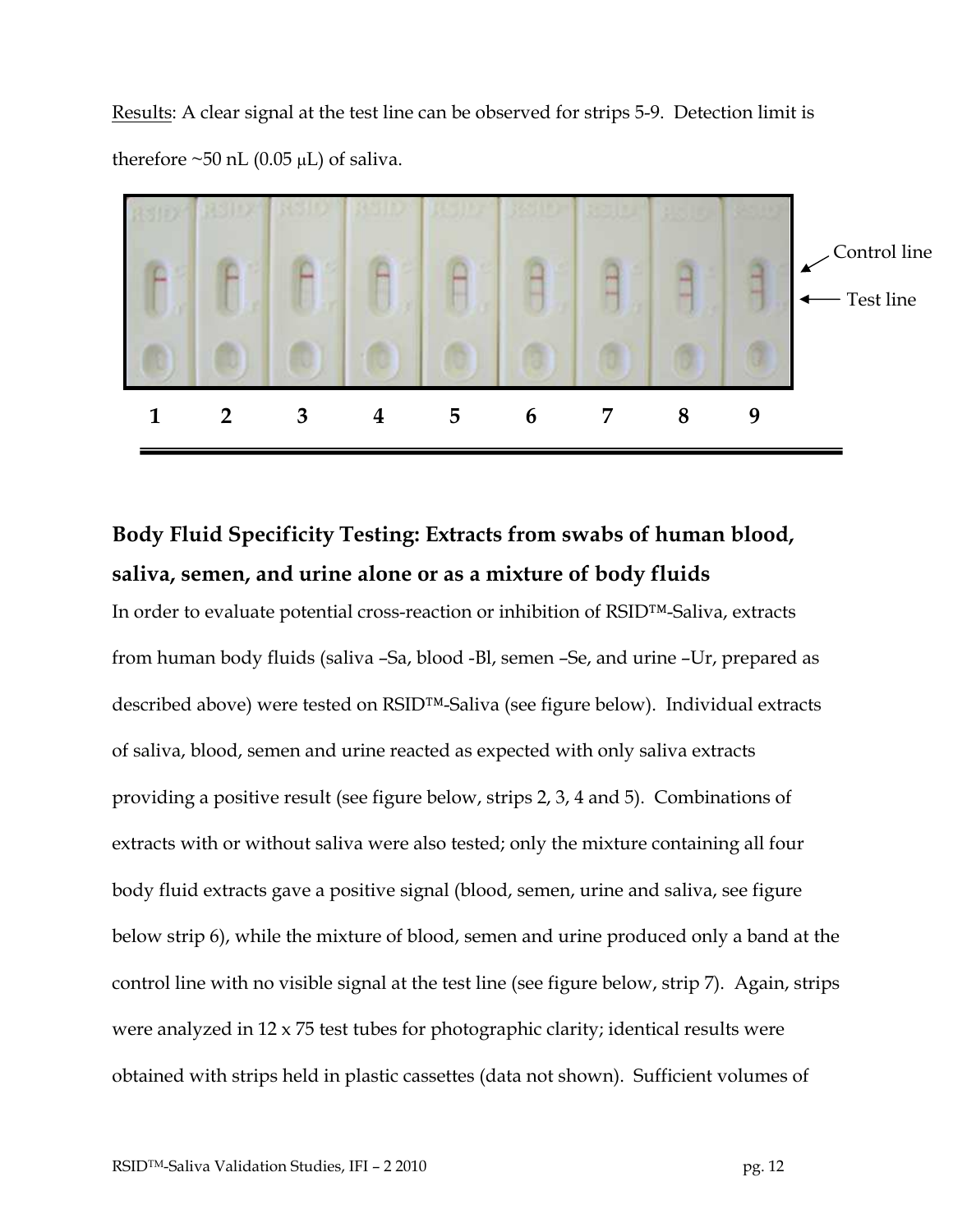Results: A clear signal at the test line can be observed for strips 5-9. Detection limit is therefore ~50 nL (0.05 μL) of saliva.

Control line

Test line

1 2 3 4 5 6 7 8 9

## Body Fluid Specificity Testing: Extracts from swabs of human blood, saliva, semen, and urine alone or as a mixture of body fluids

In order to evaluate potential cross-reaction or inhibition of RSID™-Saliva, extracts from human body fluids (saliva –Sa, blood -Bl, semen –Se, and urine –Ur, prepared as described above) were tested on RSID™-Saliva (see figure below). Individual extracts of saliva, blood, semen and urine reacted as expected with only saliva extracts providing a positive result (see figure below, strips 2, 3, 4 and 5). Combinations of extracts with or without saliva were also tested; only the mixture containing all four body fluid extracts gave a positive signal (blood, semen, urine and saliva, see figure below strip 6), while the mixture of blood, semen and urine produced only a band at the control line with no visible signal at the test line (see figure below, strip 7). Again, strips were analyzed in 12 x 75 test tubes for photographic clarity; identical results were obtained with strips held in plastic cassettes (data not shown). Sufficient volumes of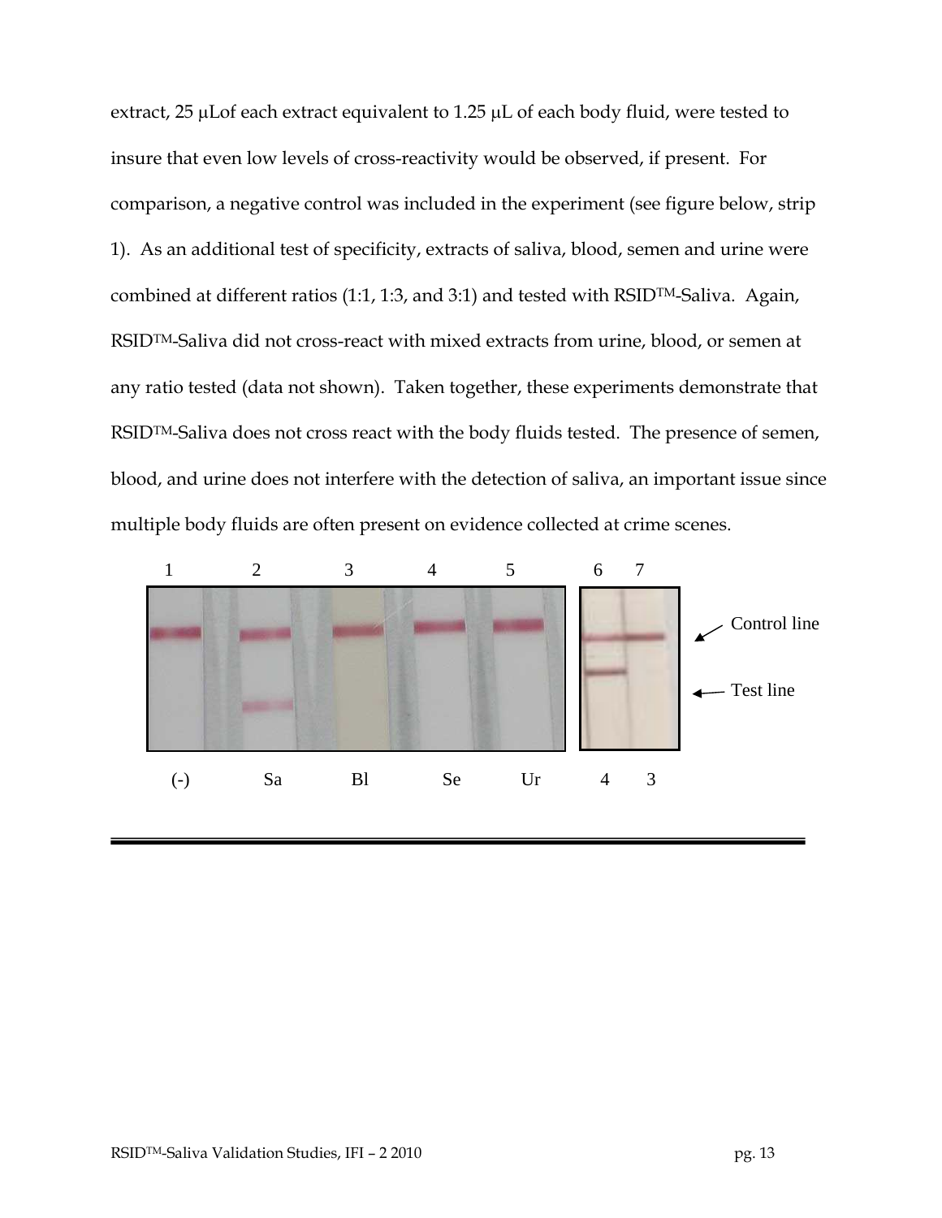extract, 25 µLof each extract equivalent to 1.25 µL of each body fluid, were tested to insure that even low levels of cross-reactivity would be observed, if present. For comparison, a negative control was included in the experiment (see figure below, strip 1). As an additional test of specificity, extracts of saliva, blood, semen and urine were combined at different ratios (1:1, 1:3, and 3:1) and tested with RSID™-Saliva. Again, RSID™-Saliva did not cross-react with mixed extracts from urine, blood, or semen at any ratio tested (data not shown). Taken together, these experiments demonstrate that RSID™-Saliva does not cross react with the body fluids tested. The presence of semen, blood, and urine does not interfere with the detection of saliva, an important issue since multiple body fluids are often present on evidence collected at crime scenes.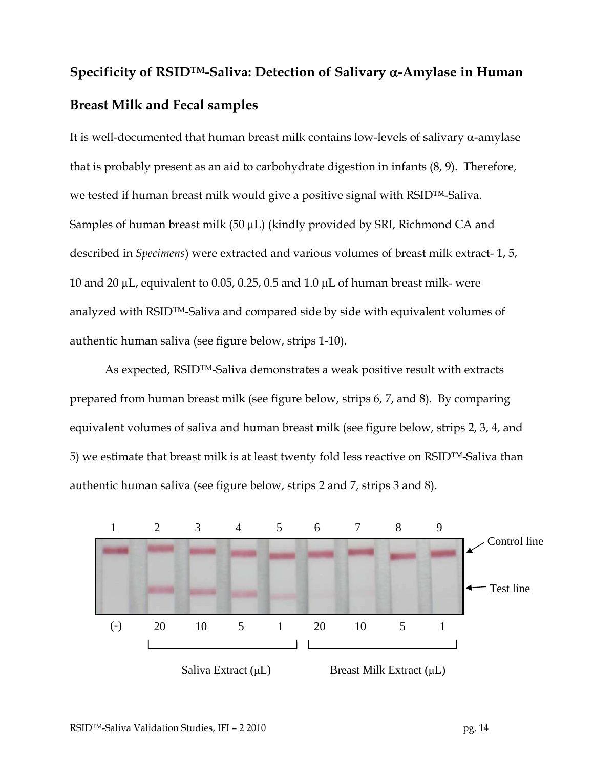## Specificity of RSID™-Saliva: Detection of Salivary α-Amylase in Human Breast Milk and Fecal samples

It is well-documented that human breast milk contains low-levels of salivary α-amylase that is probably present as an aid to carbohydrate digestion in infants (8, 9). Therefore, we tested if human breast milk would give a positive signal with RSID™-Saliva. Samples of human breast milk (50 μL) (kindly provided by SRI, Richmond CA and described in *Specimens*) were extracted and various volumes of breast milk extract- 1, 5, 10 and 20 μL, equivalent to 0.05, 0.25, 0.5 and 1.0 μL of human breast milk- were analyzed with RSID™-Saliva and compared side by side with equivalent volumes of authentic human saliva (see figure below, strips 1-10).

As expected, RSID™-Saliva demonstrates a weak positive result with extracts prepared from human breast milk (see figure below, strips 6, 7, and 8). By comparing equivalent volumes of saliva and human breast milk (see figure below, strips 2, 3, 4, and 5) we estimate that breast milk is at least twenty fold less reactive on RSID™-Saliva than authentic human saliva (see figure below, strips 2 and 7, strips 3 and 8).

| 1 | 2 | 3 | 4 | 5 | 6 | 7 | 8 | 9 |
|---|---|---|---|---|---|---|---|---|
| (-) | 20 | 10 | 5 | 1 | 20 | 10 | 5 | 1 |
| | Saliva Extract (μL) | | | | Breast Milk Extract (μL) | | | |

Control line

Test line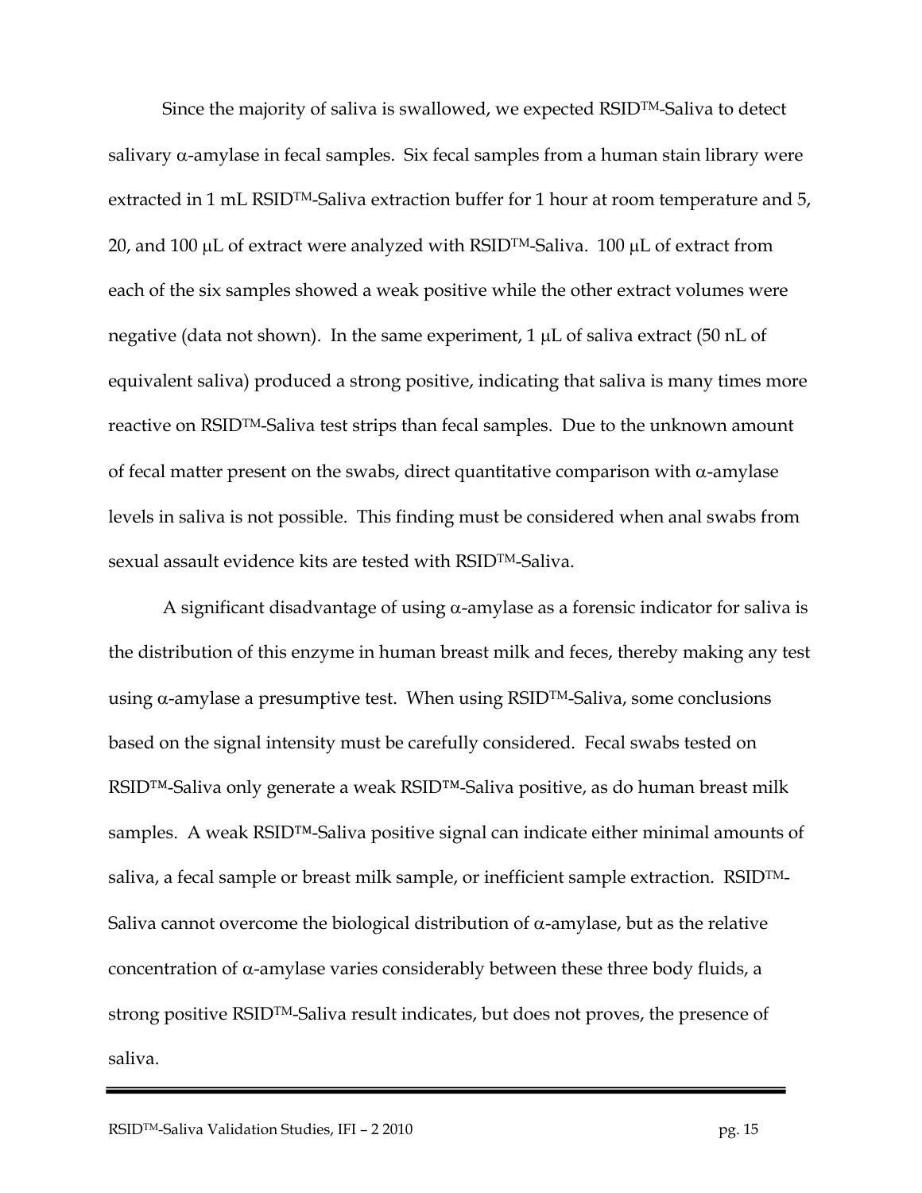Since the majority of saliva is swallowed, we expected RSID™-Saliva to detect salivary α-amylase in fecal samples. Six fecal samples from a human stain library were extracted in 1 mL RSID™-Saliva extraction buffer for 1 hour at room temperature and 5, 20, and 100 µL of extract were analyzed with RSID™-Saliva. 100 µL of extract from each of the six samples showed a weak positive while the other extract volumes were negative (data not shown). In the same experiment, 1 µL of saliva extract (50 nL of equivalent saliva) produced a strong positive, indicating that saliva is many times more reactive on RSID™-Saliva test strips than fecal samples. Due to the unknown amount of fecal matter present on the swabs, direct quantitative comparison with α-amylase levels in saliva is not possible. This finding must be considered when anal swabs from sexual assault evidence kits are tested with RSID™-Saliva.

A significant disadvantage of using α-amylase as a forensic indicator for saliva is the distribution of this enzyme in human breast milk and feces, thereby making any test using α-amylase a presumptive test. When using RSID™-Saliva, some conclusions based on the signal intensity must be carefully considered. Fecal swabs tested on RSID™-Saliva only generate a weak RSID™-Saliva positive, as do human breast milk samples. A weak RSID™-Saliva positive signal can indicate either minimal amounts of saliva, a fecal sample or breast milk sample, or inefficient sample extraction. RSID™-Saliva cannot overcome the biological distribution of α-amylase, but as the relative concentration of α-amylase varies considerably between these three body fluids, a strong positive RSID™-Saliva result indicates, but does not proves, the presence of saliva.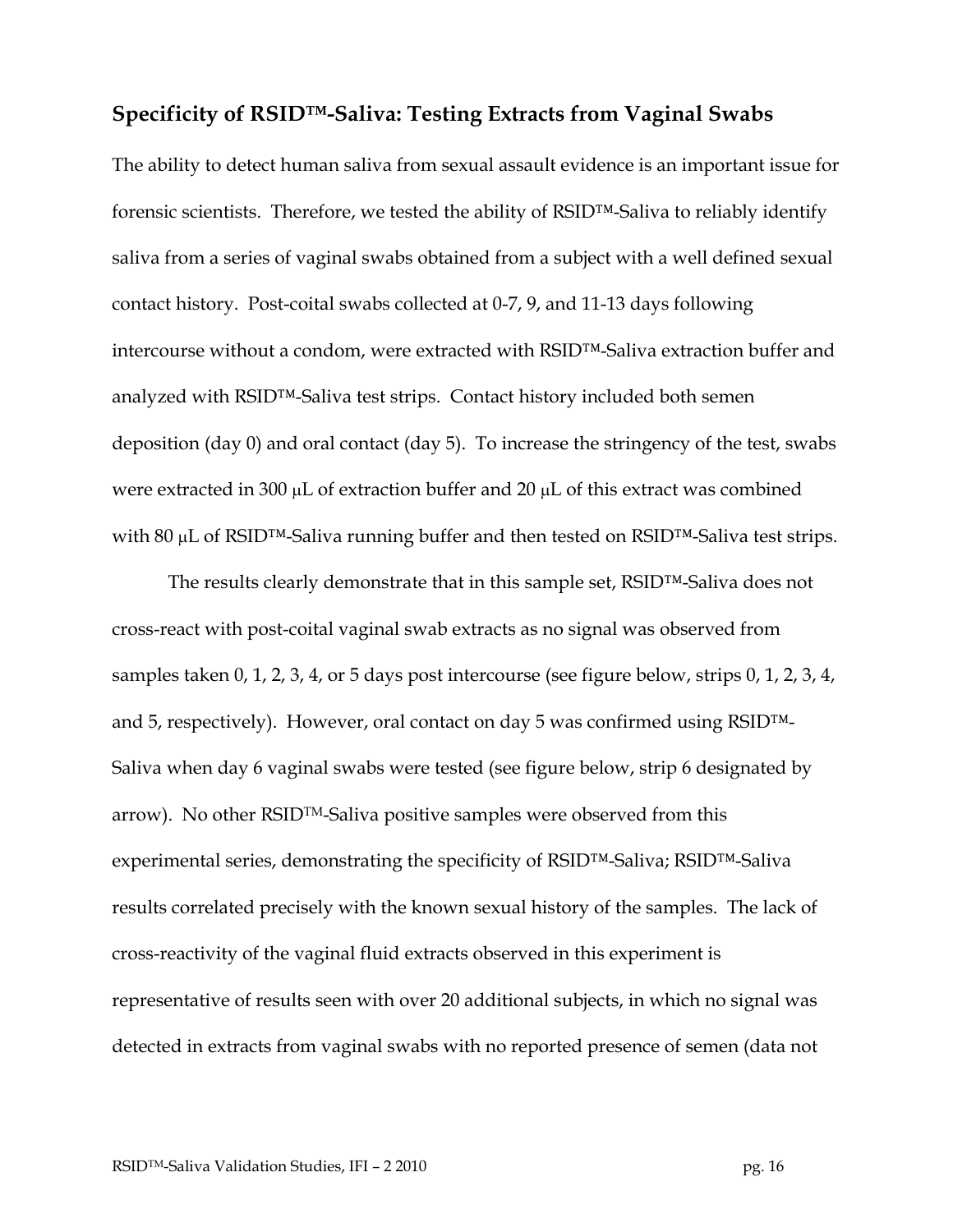## Specificity of RSID™-Saliva: Testing Extracts from Vaginal Swabs

The ability to detect human saliva from sexual assault evidence is an important issue for forensic scientists. Therefore, we tested the ability of RSID™-Saliva to reliably identify saliva from a series of vaginal swabs obtained from a subject with a well defined sexual contact history. Post-coital swabs collected at 0-7, 9, and 11-13 days following intercourse without a condom, were extracted with RSID™-Saliva extraction buffer and analyzed with RSID™-Saliva test strips. Contact history included both semen deposition (day 0) and oral contact (day 5). To increase the stringency of the test, swabs were extracted in 300 μL of extraction buffer and 20 μL of this extract was combined with 80 μL of RSID™-Saliva running buffer and then tested on RSID™-Saliva test strips.

The results clearly demonstrate that in this sample set, RSID™-Saliva does not cross-react with post-coital vaginal swab extracts as no signal was observed from samples taken 0, 1, 2, 3, 4, or 5 days post intercourse (see figure below, strips 0, 1, 2, 3, 4, and 5, respectively). However, oral contact on day 5 was confirmed using RSID™-Saliva when day 6 vaginal swabs were tested (see figure below, strip 6 designated by arrow). No other RSID™-Saliva positive samples were observed from this experimental series, demonstrating the specificity of RSID™-Saliva; RSID™-Saliva results correlated precisely with the known sexual history of the samples. The lack of cross-reactivity of the vaginal fluid extracts observed in this experiment is representative of results seen with over 20 additional subjects, in which no signal was detected in extracts from vaginal swabs with no reported presence of semen (data not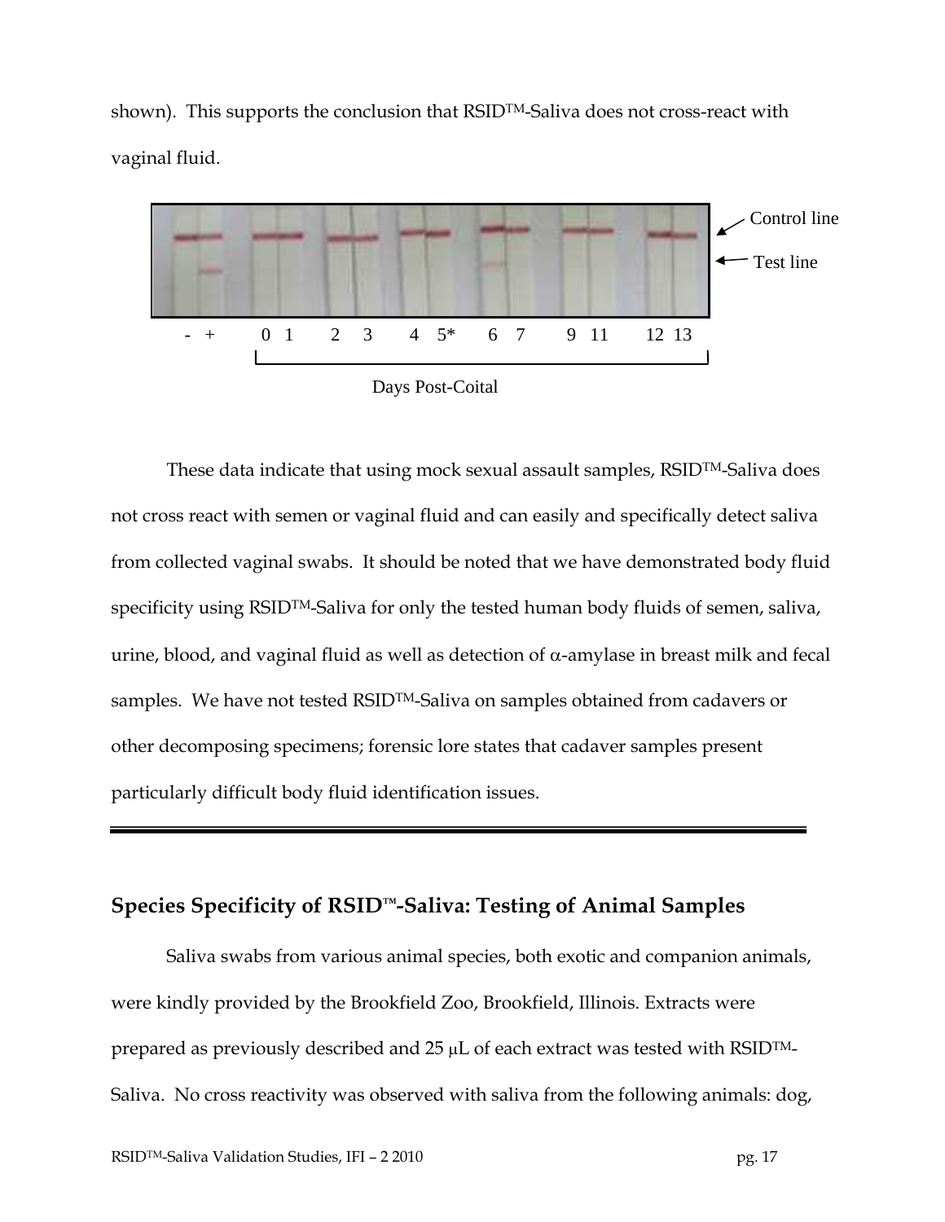shown). This supports the conclusion that RSID™-Saliva does not cross-react with vaginal fluid.

Control line

Test line

- + 0 1 2 3 4 5* 6 7 9 11 12 13

Days Post-Coital

These data indicate that using mock sexual assault samples, RSID™-Saliva does not cross react with semen or vaginal fluid and can easily and specifically detect saliva from collected vaginal swabs. It should be noted that we have demonstrated body fluid specificity using RSID™-Saliva for only the tested human body fluids of semen, saliva, urine, blood, and vaginal fluid as well as detection of $\alpha$-amylase in breast milk and fecal samples. We have not tested RSID™-Saliva on samples obtained from cadavers or other decomposing specimens; forensic lore states that cadaver samples present particularly difficult body fluid identification issues.

---

## Species Specificity of RSID™-Saliva: Testing of Animal Samples

Saliva swabs from various animal species, both exotic and companion animals, were kindly provided by the Brookfield Zoo, Brookfield, Illinois. Extracts were prepared as previously described and 25 $\mu$L of each extract was tested with RSID™-Saliva. No cross reactivity was observed with saliva from the following animals: dog,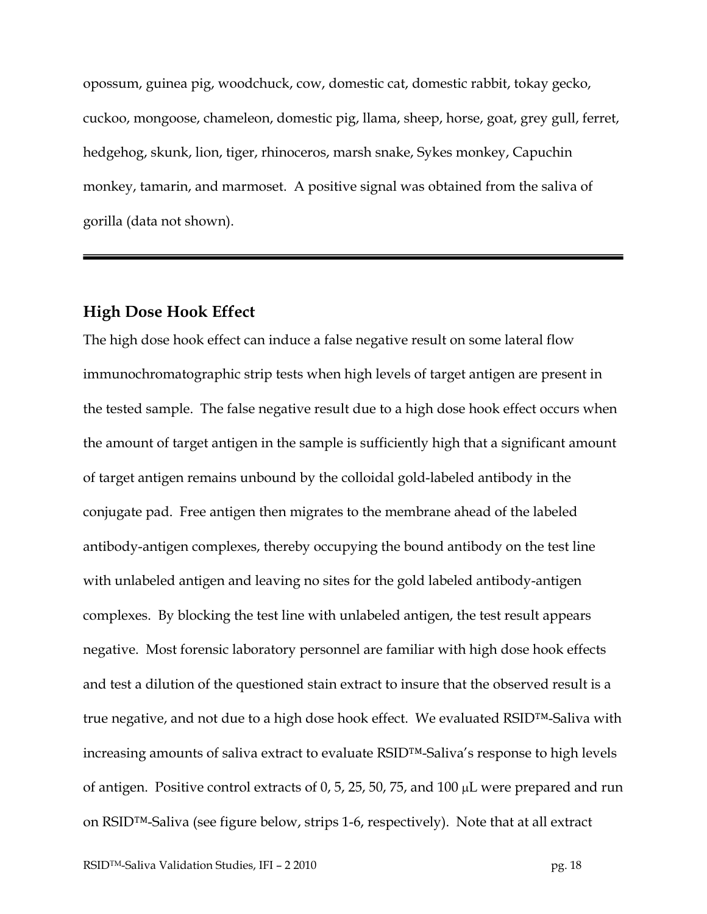opossum, guinea pig, woodchuck, cow, domestic cat, domestic rabbit, tokay gecko, cuckoo, mongoose, chameleon, domestic pig, llama, sheep, horse, goat, grey gull, ferret, hedgehog, skunk, lion, tiger, rhinoceros, marsh snake, Sykes monkey, Capuchin monkey, tamarin, and marmoset. A positive signal was obtained from the saliva of gorilla (data not shown).

---

## High Dose Hook Effect

The high dose hook effect can induce a false negative result on some lateral flow immunochromatographic strip tests when high levels of target antigen are present in the tested sample. The false negative result due to a high dose hook effect occurs when the amount of target antigen in the sample is sufficiently high that a significant amount of target antigen remains unbound by the colloidal gold-labeled antibody in the conjugate pad. Free antigen then migrates to the membrane ahead of the labeled antibody-antigen complexes, thereby occupying the bound antibody on the test line with unlabeled antigen and leaving no sites for the gold labeled antibody-antigen complexes. By blocking the test line with unlabeled antigen, the test result appears negative. Most forensic laboratory personnel are familiar with high dose hook effects and test a dilution of the questioned stain extract to insure that the observed result is a true negative, and not due to a high dose hook effect. We evaluated RSID™-Saliva with increasing amounts of saliva extract to evaluate RSID™-Saliva's response to high levels of antigen. Positive control extracts of 0, 5, 25, 50, 75, and 100 µL were prepared and run on RSID™-Saliva (see figure below, strips 1-6, respectively). Note that at all extract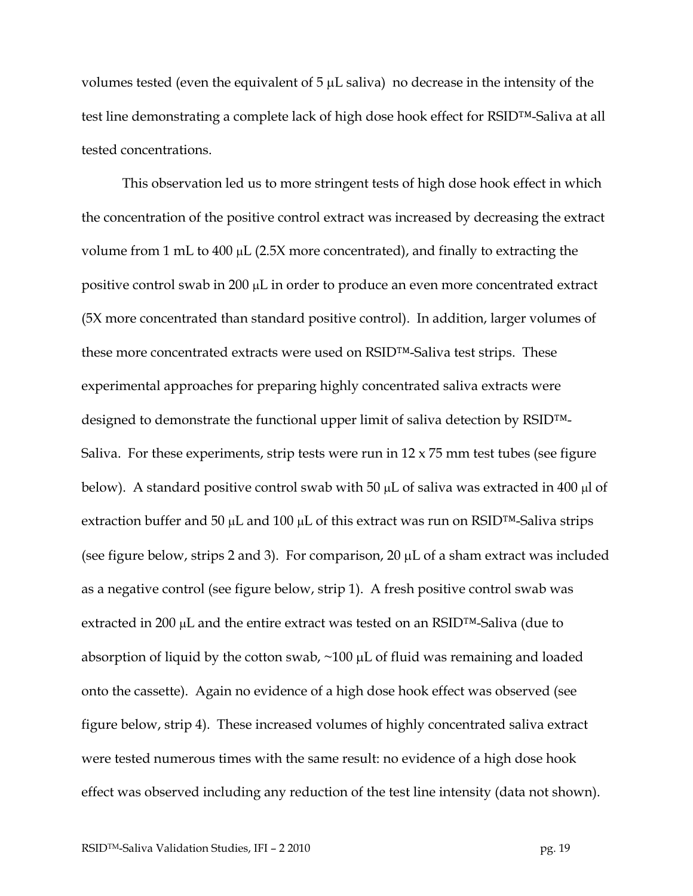volumes tested (even the equivalent of 5 μL saliva) no decrease in the intensity of the test line demonstrating a complete lack of high dose hook effect for RSID™-Saliva at all tested concentrations.

This observation led us to more stringent tests of high dose hook effect in which the concentration of the positive control extract was increased by decreasing the extract volume from 1 mL to 400 μL (2.5X more concentrated), and finally to extracting the positive control swab in 200 μL in order to produce an even more concentrated extract (5X more concentrated than standard positive control). In addition, larger volumes of these more concentrated extracts were used on RSID™-Saliva test strips. These experimental approaches for preparing highly concentrated saliva extracts were designed to demonstrate the functional upper limit of saliva detection by RSID™-Saliva. For these experiments, strip tests were run in 12 x 75 mm test tubes (see figure below). A standard positive control swab with 50 μL of saliva was extracted in 400 μl of extraction buffer and 50 μL and 100 μL of this extract was run on RSID™-Saliva strips (see figure below, strips 2 and 3). For comparison, 20 μL of a sham extract was included as a negative control (see figure below, strip 1). A fresh positive control swab was extracted in 200 μL and the entire extract was tested on an RSID™-Saliva (due to absorption of liquid by the cotton swab, ~100 μL of fluid was remaining and loaded onto the cassette). Again no evidence of a high dose hook effect was observed (see figure below, strip 4). These increased volumes of highly concentrated saliva extract were tested numerous times with the same result: no evidence of a high dose hook effect was observed including any reduction of the test line intensity (data not shown).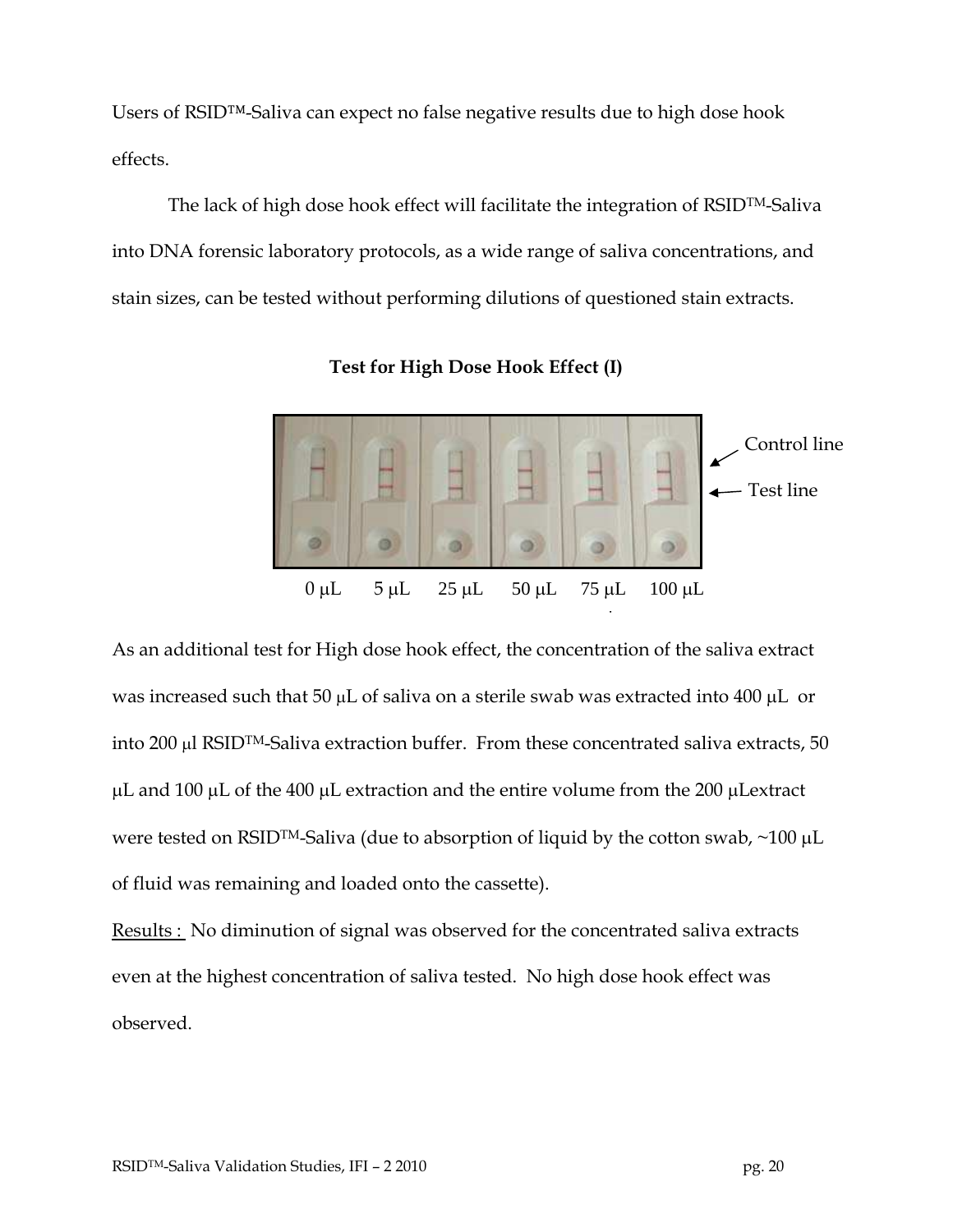Users of RSID™-Saliva can expect no false negative results due to high dose hook effects.

The lack of high dose hook effect will facilitate the integration of RSID™-Saliva into DNA forensic laboratory protocols, as a wide range of saliva concentrations, and stain sizes, can be tested without performing dilutions of questioned stain extracts.

**Test for High Dose Hook Effect (I)**

Control line

Test line

0 μL 5 μL 25 μL 50 μL 75 μL 100 μL

As an additional test for High dose hook effect, the concentration of the saliva extract was increased such that 50 μL of saliva on a sterile swab was extracted into 400 μL or into 200 μl RSID™-Saliva extraction buffer. From these concentrated saliva extracts, 50 μL and 100 μL of the 400 μL extraction and the entire volume from the 200 μLextract were tested on RSID™-Saliva (due to absorption of liquid by the cotton swab, ~100 μL of fluid was remaining and loaded onto the cassette).

Results : No diminution of signal was observed for the concentrated saliva extracts even at the highest concentration of saliva tested. No high dose hook effect was observed.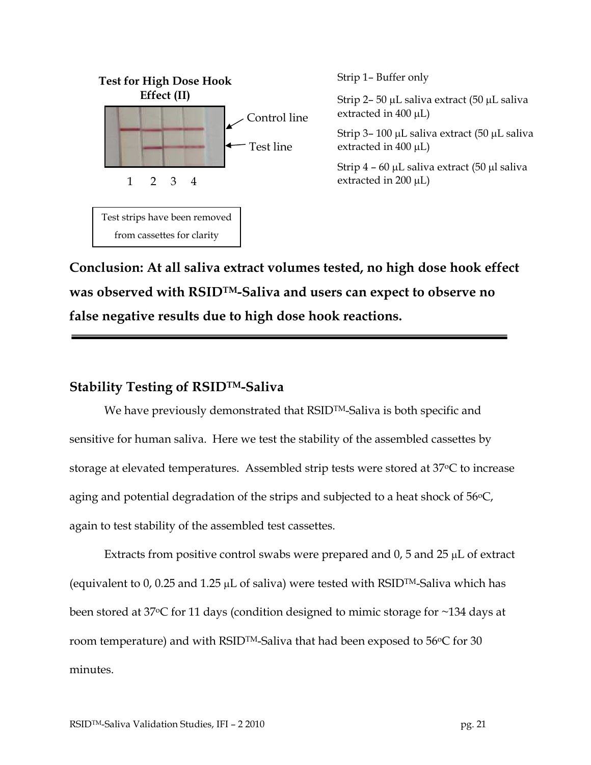**Test for High Dose Hook Effect (II)**

Control line

Test line

1 2 3 4

Test strips have been removed from cassettes for clarity

Strip 1– Buffer only

Strip 2– 50 μL saliva extract (50 μL saliva extracted in 400 μL)

Strip 3– 100 μL saliva extract (50 μL saliva extracted in 400 μL)

Strip 4 – 60 μL saliva extract (50 μl saliva extracted in 200 μL)

**Conclusion: At all saliva extract volumes tested, no high dose hook effect was observed with RSID™-Saliva and users can expect to observe no false negative results due to high dose hook reactions.**

---

## Stability Testing of RSID™-Saliva

We have previously demonstrated that RSID™-Saliva is both specific and sensitive for human saliva. Here we test the stability of the assembled cassettes by storage at elevated temperatures. Assembled strip tests were stored at 37°C to increase aging and potential degradation of the strips and subjected to a heat shock of 56°C, again to test stability of the assembled test cassettes.

Extracts from positive control swabs were prepared and 0, 5 and 25 μL of extract (equivalent to 0, 0.25 and 1.25 μL of saliva) were tested with RSID™-Saliva which has been stored at 37°C for 11 days (condition designed to mimic storage for ~134 days at room temperature) and with RSID™-Saliva that had been exposed to 56°C for 30 minutes.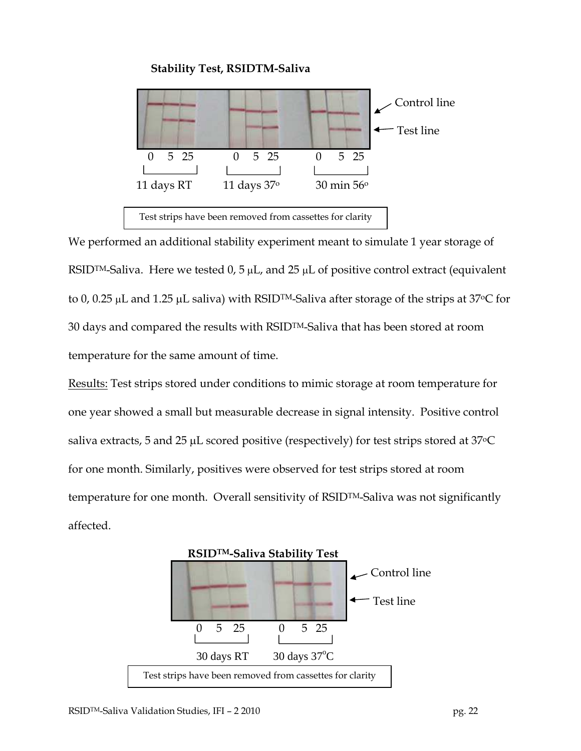**Stability Test, RSIDTM-Saliva**

Control line

Test line

0 5 25 0 5 25 0 5 25

11 days RT 11 days 37° 30 min 56°

Test strips have been removed from cassettes for clarity

We performed an additional stability experiment meant to simulate 1 year storage of RSID™-Saliva. Here we tested 0, 5 μL, and 25 μL of positive control extract (equivalent to 0, 0.25 μL and 1.25 μL saliva) with RSID™-Saliva after storage of the strips at 37°C for 30 days and compared the results with RSID™-Saliva that has been stored at room temperature for the same amount of time.

Results: Test strips stored under conditions to mimic storage at room temperature for one year showed a small but measurable decrease in signal intensity. Positive control saliva extracts, 5 and 25 μL scored positive (respectively) for test strips stored at 37°C for one month. Similarly, positives were observed for test strips stored at room temperature for one month. Overall sensitivity of RSID™-Saliva was not significantly affected.

**RSID™-Saliva Stability Test**

Control line

Test line

0 5 25 0 5 25

30 days RT 30 days 37°C

Test strips have been removed from cassettes for clarity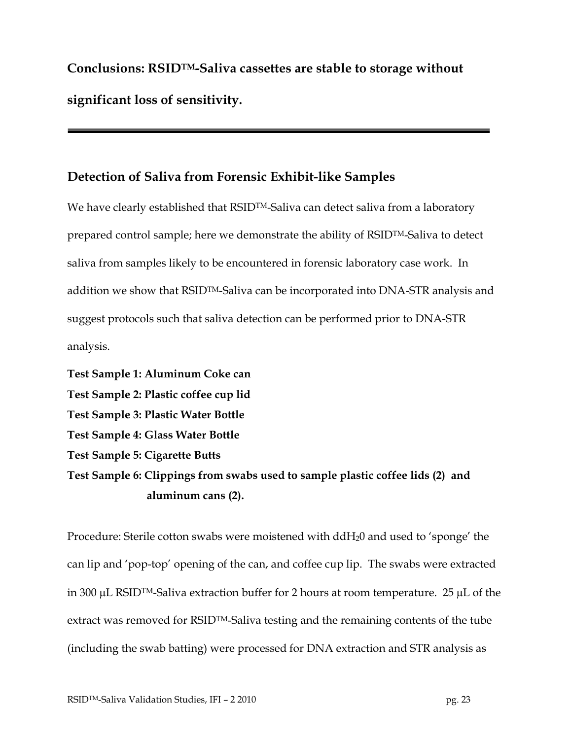**Conclusions: RSID™-Saliva cassettes are stable to storage without significant loss of sensitivity.**

---

## Detection of Saliva from Forensic Exhibit-like Samples

We have clearly established that RSID™-Saliva can detect saliva from a laboratory prepared control sample; here we demonstrate the ability of RSID™-Saliva to detect saliva from samples likely to be encountered in forensic laboratory case work. In addition we show that RSID™-Saliva can be incorporated into DNA-STR analysis and suggest protocols such that saliva detection can be performed prior to DNA-STR analysis.

**Test Sample 1: Aluminum Coke can**
**Test Sample 2: Plastic coffee cup lid**
**Test Sample 3: Plastic Water Bottle**
**Test Sample 4: Glass Water Bottle**
**Test Sample 5: Cigarette Butts**
**Test Sample 6: Clippings from swabs used to sample plastic coffee lids (2) and aluminum cans (2).**

Procedure: Sterile cotton swabs were moistened with $ddH_20$ and used to 'sponge' the can lip and 'pop-top' opening of the can, and coffee cup lip. The swabs were extracted in 300 μL RSID™-Saliva extraction buffer for 2 hours at room temperature. 25 μL of the extract was removed for RSID™-Saliva testing and the remaining contents of the tube (including the swab batting) were processed for DNA extraction and STR analysis as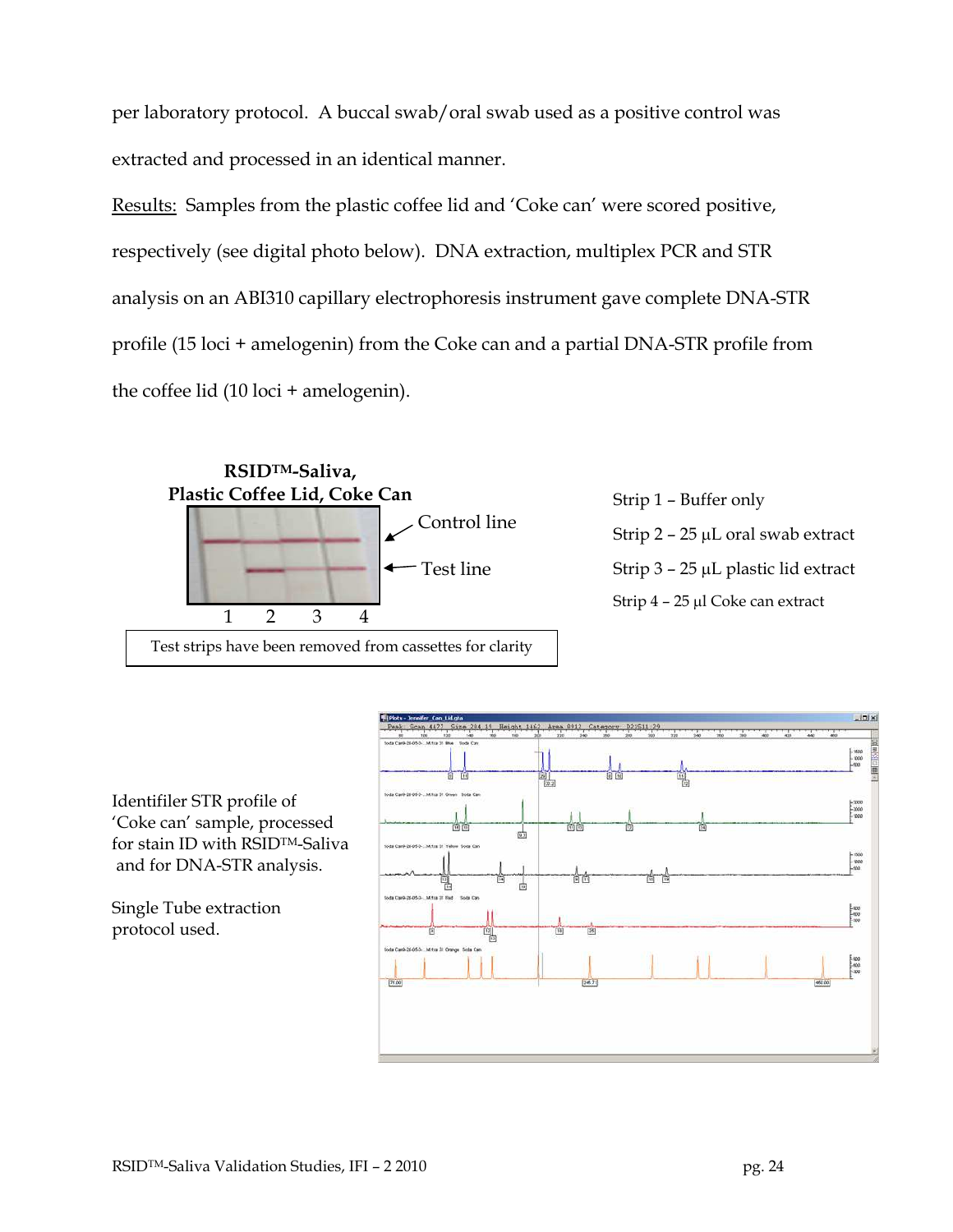per laboratory protocol. A buccal swab/oral swab used as a positive control was extracted and processed in an identical manner.

Results: Samples from the plastic coffee lid and 'Coke can' were scored positive, respectively (see digital photo below). DNA extraction, multiplex PCR and STR analysis on an ABI310 capillary electrophoresis instrument gave complete DNA-STR profile (15 loci + amelogenin) from the Coke can and a partial DNA-STR profile from the coffee lid (10 loci + amelogenin).

**RSID™-Saliva, Plastic Coffee Lid, Coke Can**

Control line

Test line

1 2 3 4

Test strips have been removed from cassettes for clarity

Strip 1 – Buffer only

Strip 2 – 25 µL oral swab extract

Strip 3 – 25 µL plastic lid extract

Strip 4 – 25 µl Coke can extract

Identifiler STR profile of 'Coke can' sample, processed for stain ID with RSID™-Saliva and for DNA-STR analysis.

Single Tube extraction protocol used.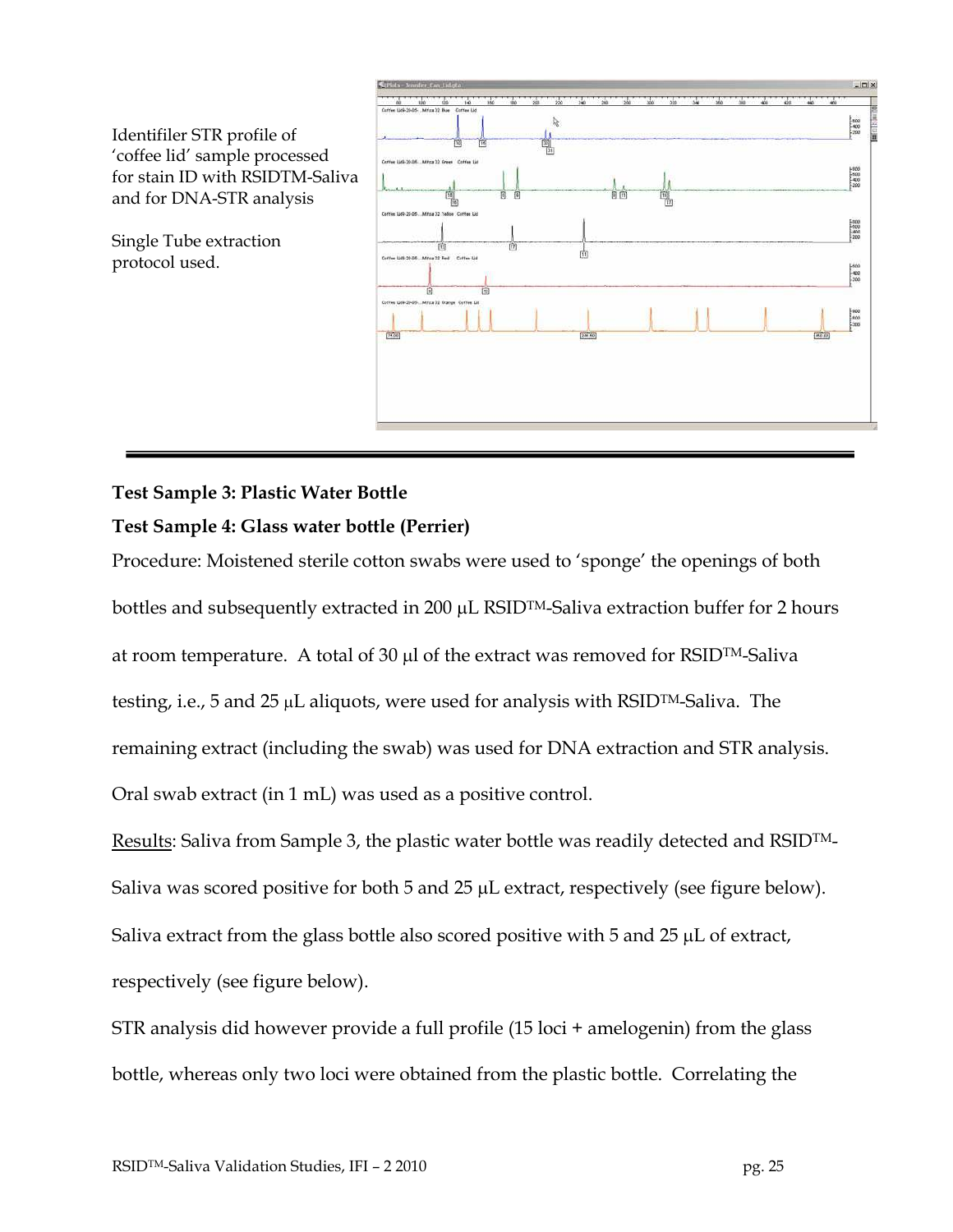Identifiler STR profile of 'coffee lid' sample processed for stain ID with RSIDTM-Saliva and for DNA-STR analysis

Single Tube extraction protocol used.

---

**Test Sample 3: Plastic Water Bottle**

**Test Sample 4: Glass water bottle (Perrier)**

Procedure: Moistened sterile cotton swabs were used to 'sponge' the openings of both bottles and subsequently extracted in 200 µL RSID™-Saliva extraction buffer for 2 hours at room temperature. A total of 30 µl of the extract was removed for RSID™-Saliva testing, i.e., 5 and 25 µL aliquots, were used for analysis with RSID™-Saliva. The remaining extract (including the swab) was used for DNA extraction and STR analysis. Oral swab extract (in 1 mL) was used as a positive control.

Results: Saliva from Sample 3, the plastic water bottle was readily detected and RSID™-Saliva was scored positive for both 5 and 25 µL extract, respectively (see figure below). Saliva extract from the glass bottle also scored positive with 5 and 25 µL of extract, respectively (see figure below).

STR analysis did however provide a full profile (15 loci + amelogenin) from the glass bottle, whereas only two loci were obtained from the plastic bottle. Correlating the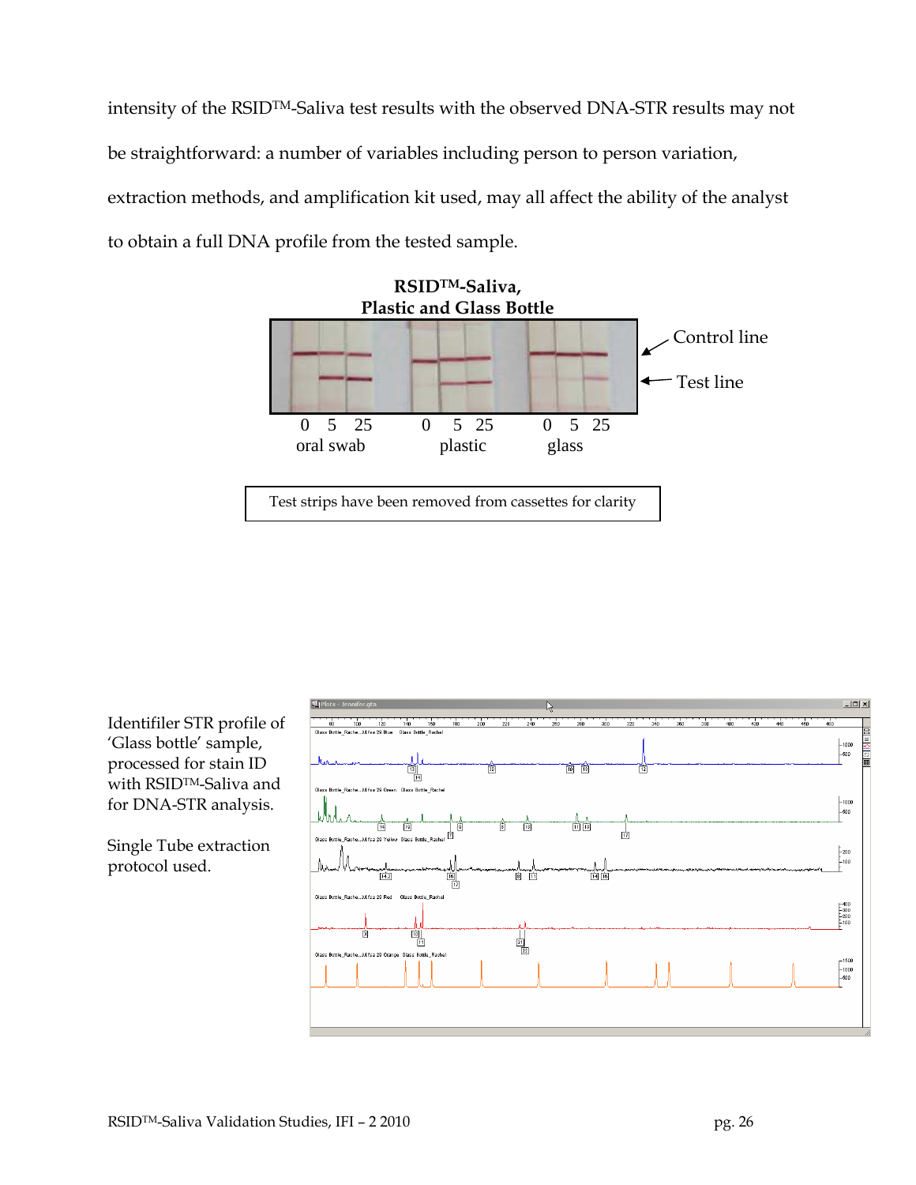intensity of the RSID™-Saliva test results with the observed DNA-STR results may not be straightforward: a number of variables including person to person variation, extraction methods, and amplification kit used, may all affect the ability of the analyst to obtain a full DNA profile from the tested sample.

**RSID™-Saliva, Plastic and Glass Bottle**

Control line

Test line

0 5 25 oral swab    0 5 25 plastic    0 5 25 glass

Test strips have been removed from cassettes for clarity

Identifiler STR profile of 'Glass bottle' sample, processed for stain ID with RSID™-Saliva and for DNA-STR analysis.

Single Tube extraction protocol used.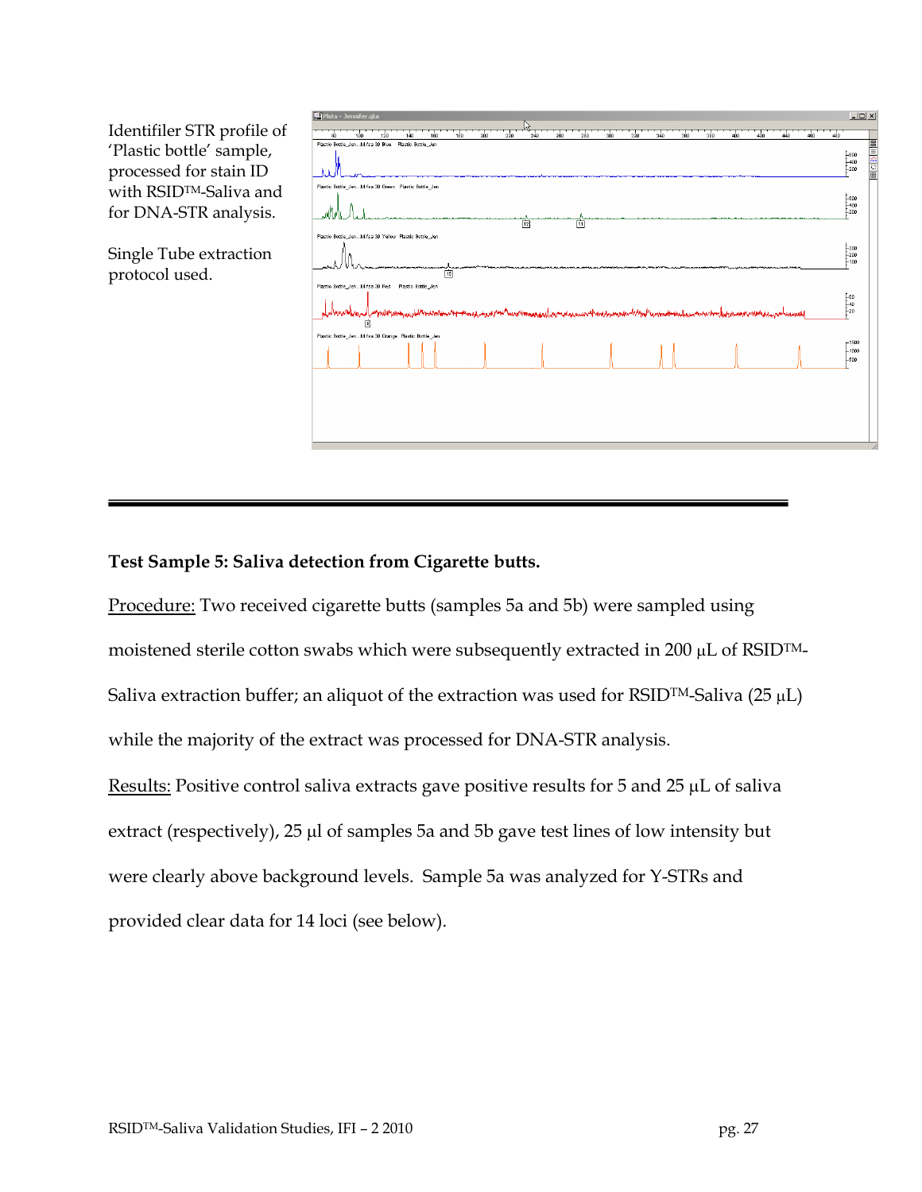Identifiler STR profile of 'Plastic bottle' sample, processed for stain ID with RSID™-Saliva and for DNA-STR analysis.

Single Tube extraction protocol used.

---

**Test Sample 5: Saliva detection from Cigarette butts.**

Procedure: Two received cigarette butts (samples 5a and 5b) were sampled using moistened sterile cotton swabs which were subsequently extracted in 200 μL of RSID™-Saliva extraction buffer; an aliquot of the extraction was used for RSID™-Saliva (25 μL) while the majority of the extract was processed for DNA-STR analysis.

Results: Positive control saliva extracts gave positive results for 5 and 25 μL of saliva extract (respectively), 25 μl of samples 5a and 5b gave test lines of low intensity but were clearly above background levels. Sample 5a was analyzed for Y-STRs and provided clear data for 14 loci (see below).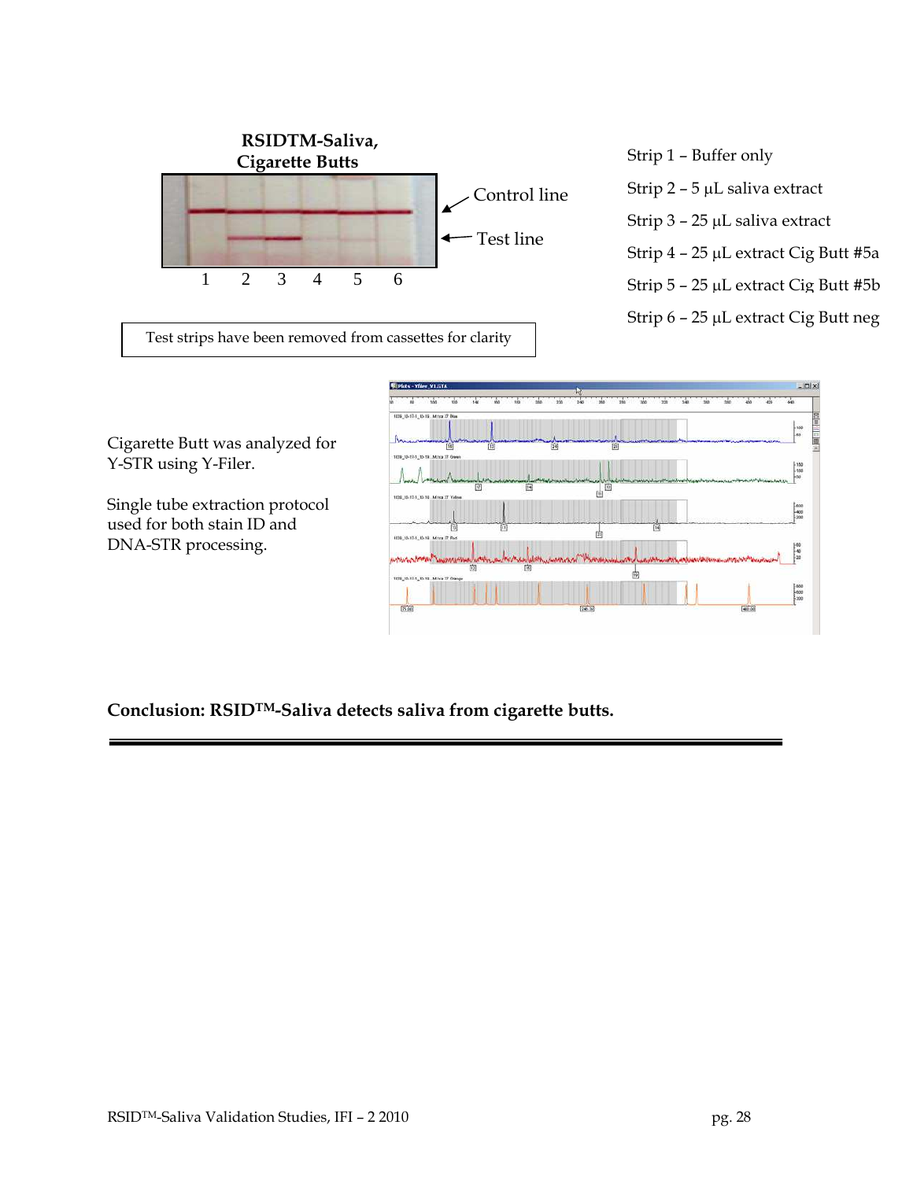**RSIDTM-Saliva, Cigarette Butts**

Control line

Test line

1 2 3 4 5 6

Test strips have been removed from cassettes for clarity

Strip 1 – Buffer only

Strip 2 – 5 µL saliva extract

Strip 3 – 25 µL saliva extract

Strip 4 – 25 µL extract Cig Butt #5a

Strip 5 – 25 µL extract Cig Butt #5b

Strip 6 – 25 µL extract Cig Butt neg

Cigarette Butt was analyzed for Y-STR using Y-Filer.

Single tube extraction protocol used for both stain ID and DNA-STR processing.

**Conclusion: RSID™-Saliva detects saliva from cigarette butts.**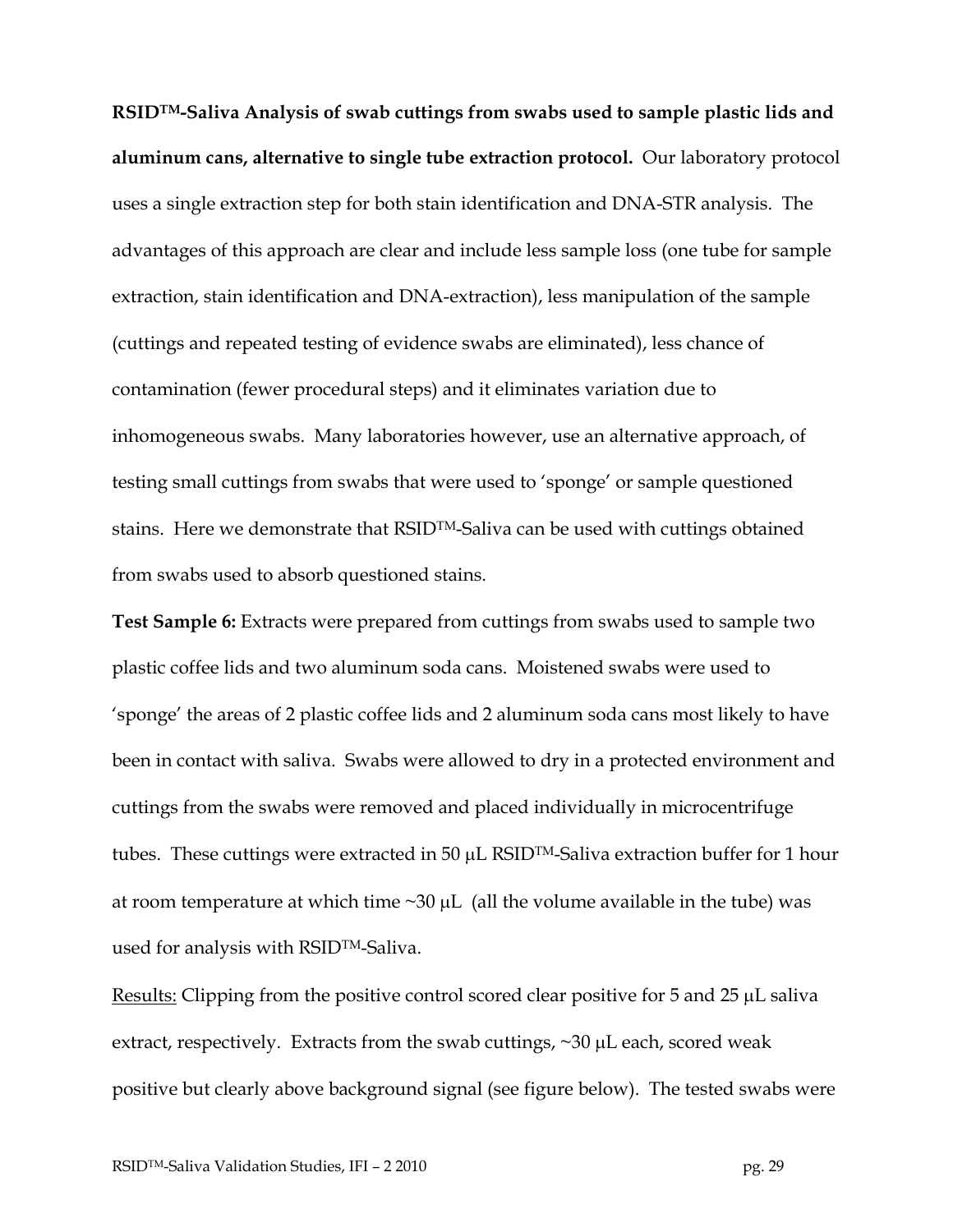**RSID™-Saliva Analysis of swab cuttings from swabs used to sample plastic lids and aluminum cans, alternative to single tube extraction protocol.** Our laboratory protocol uses a single extraction step for both stain identification and DNA-STR analysis. The advantages of this approach are clear and include less sample loss (one tube for sample extraction, stain identification and DNA-extraction), less manipulation of the sample (cuttings and repeated testing of evidence swabs are eliminated), less chance of contamination (fewer procedural steps) and it eliminates variation due to inhomogeneous swabs. Many laboratories however, use an alternative approach, of testing small cuttings from swabs that were used to 'sponge' or sample questioned stains. Here we demonstrate that RSID™-Saliva can be used with cuttings obtained from swabs used to absorb questioned stains.

**Test Sample 6:** Extracts were prepared from cuttings from swabs used to sample two plastic coffee lids and two aluminum soda cans. Moistened swabs were used to 'sponge' the areas of 2 plastic coffee lids and 2 aluminum soda cans most likely to have been in contact with saliva. Swabs were allowed to dry in a protected environment and cuttings from the swabs were removed and placed individually in microcentrifuge tubes. These cuttings were extracted in 50 μL RSID™-Saliva extraction buffer for 1 hour at room temperature at which time ~30 μL (all the volume available in the tube) was used for analysis with RSID™-Saliva.

Results: Clipping from the positive control scored clear positive for 5 and 25 μL saliva extract, respectively. Extracts from the swab cuttings, ~30 μL each, scored weak positive but clearly above background signal (see figure below). The tested swabs were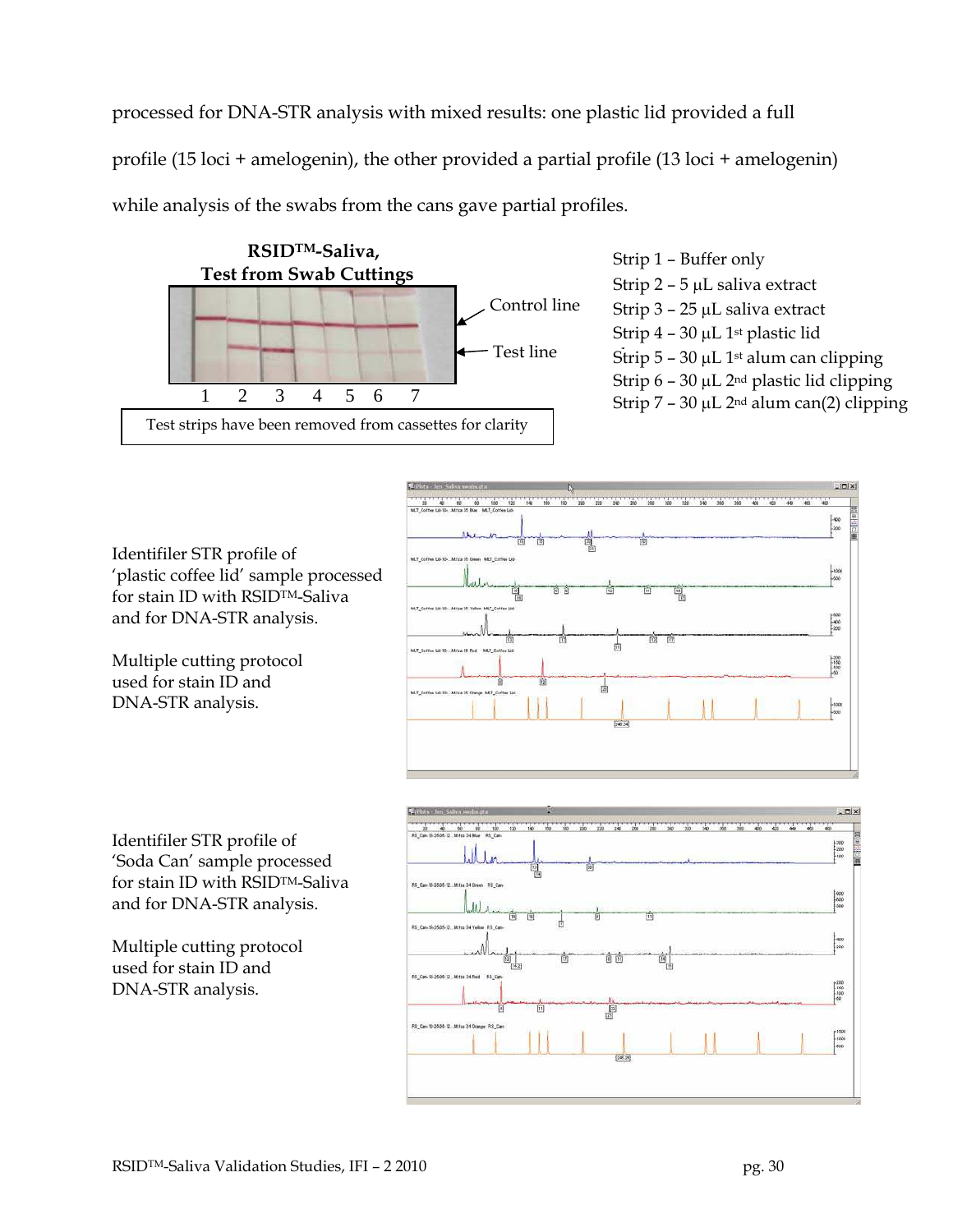processed for DNA-STR analysis with mixed results: one plastic lid provided a full profile (15 loci + amelogenin), the other provided a partial profile (13 loci + amelogenin) while analysis of the swabs from the cans gave partial profiles.

**RSID™-Saliva, Test from Swab Cuttings**

Control line

Test line

1 2 3 4 5 6 7

Test strips have been removed from cassettes for clarity

- Strip 1 – Buffer only
- Strip 2 – 5 µL saliva extract
- Strip 3 – 25 µL saliva extract
- Strip 4 – 30 µL 1st plastic lid
- Strip 5 – 30 µL 1st alum can clipping
- Strip 6 – 30 µL 2nd plastic lid clipping
- Strip 7 – 30 µL 2nd alum can(2) clipping

Identifiler STR profile of 'plastic coffee lid' sample processed for stain ID with RSID™-Saliva and for DNA-STR analysis.

Multiple cutting protocol used for stain ID and DNA-STR analysis.

Identifiler STR profile of 'Soda Can' sample processed for stain ID with RSID™-Saliva and for DNA-STR analysis.

Multiple cutting protocol used for stain ID and DNA-STR analysis.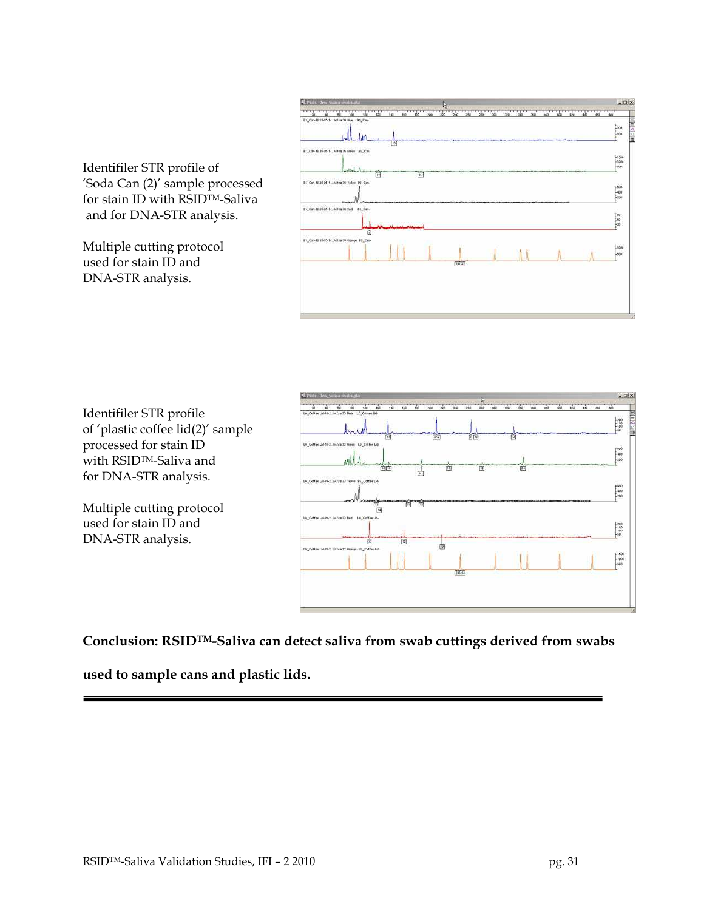Identifiler STR profile of 'Soda Can (2)' sample processed for stain ID with RSID™-Saliva and for DNA-STR analysis.

Multiple cutting protocol used for stain ID and DNA-STR analysis.

Identifiler STR profile of 'plastic coffee lid(2)' sample processed for stain ID with RSID™-Saliva and for DNA-STR analysis.

Multiple cutting protocol used for stain ID and DNA-STR analysis.

**Conclusion: RSID™-Saliva can detect saliva from swab cuttings derived from swabs used to sample cans and plastic lids.**

---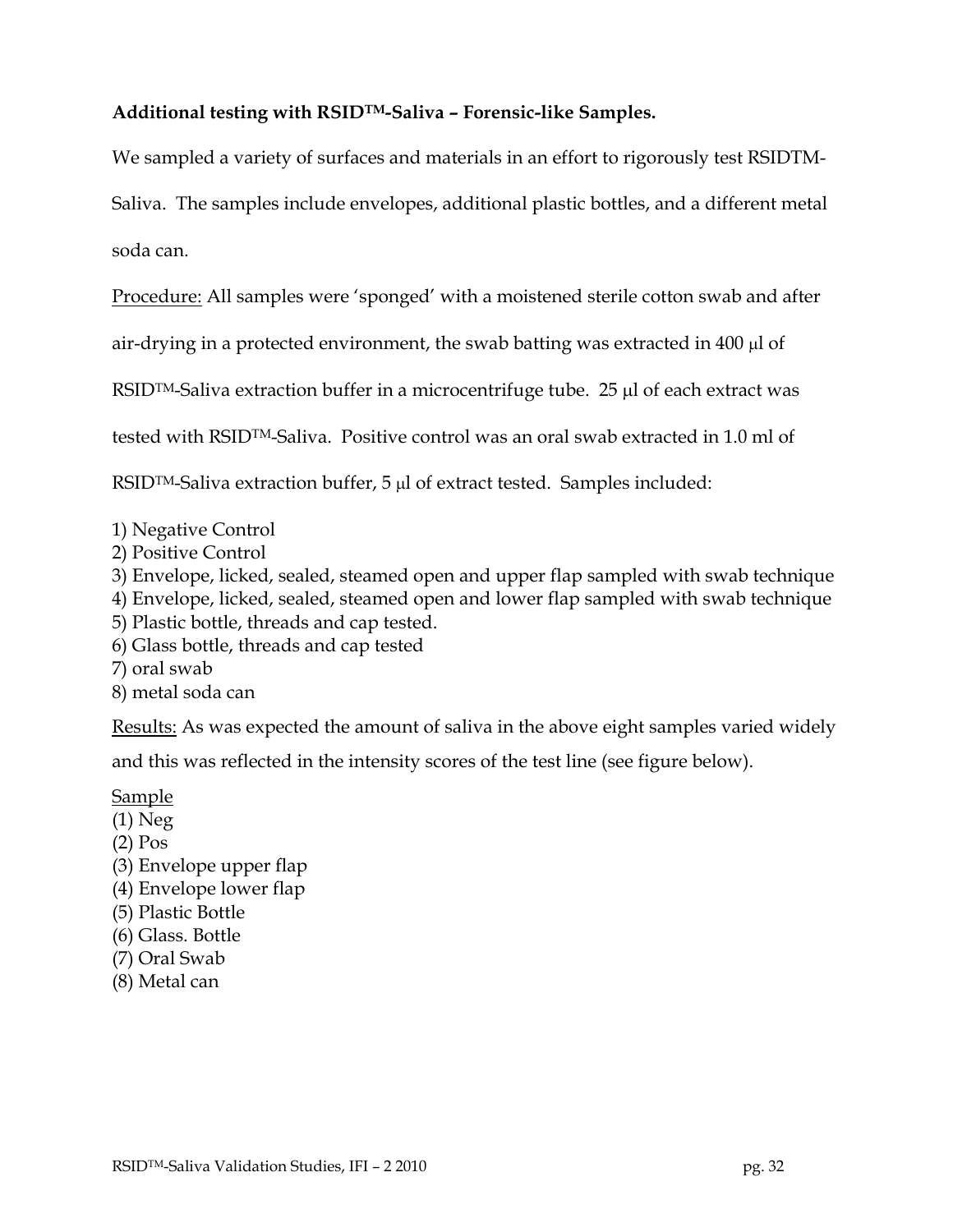**Additional testing with RSID™-Saliva – Forensic-like Samples.**

We sampled a variety of surfaces and materials in an effort to rigorously test RSIDTM-Saliva. The samples include envelopes, additional plastic bottles, and a different metal soda can.

Procedure: All samples were 'sponged' with a moistened sterile cotton swab and after air-drying in a protected environment, the swab batting was extracted in 400 μl of RSID™-Saliva extraction buffer in a microcentrifuge tube. 25 μl of each extract was tested with RSID™-Saliva. Positive control was an oral swab extracted in 1.0 ml of RSID™-Saliva extraction buffer, 5 μl of extract tested. Samples included:

1) Negative Control
2) Positive Control
3) Envelope, licked, sealed, steamed open and upper flap sampled with swab technique
4) Envelope, licked, sealed, steamed open and lower flap sampled with swab technique
5) Plastic bottle, threads and cap tested.
6) Glass bottle, threads and cap tested
7) oral swab
8) metal soda can

Results: As was expected the amount of saliva in the above eight samples varied widely and this was reflected in the intensity scores of the test line (see figure below).

Sample
(1) Neg
(2) Pos
(3) Envelope upper flap
(4) Envelope lower flap
(5) Plastic Bottle
(6) Glass. Bottle
(7) Oral Swab
(8) Metal can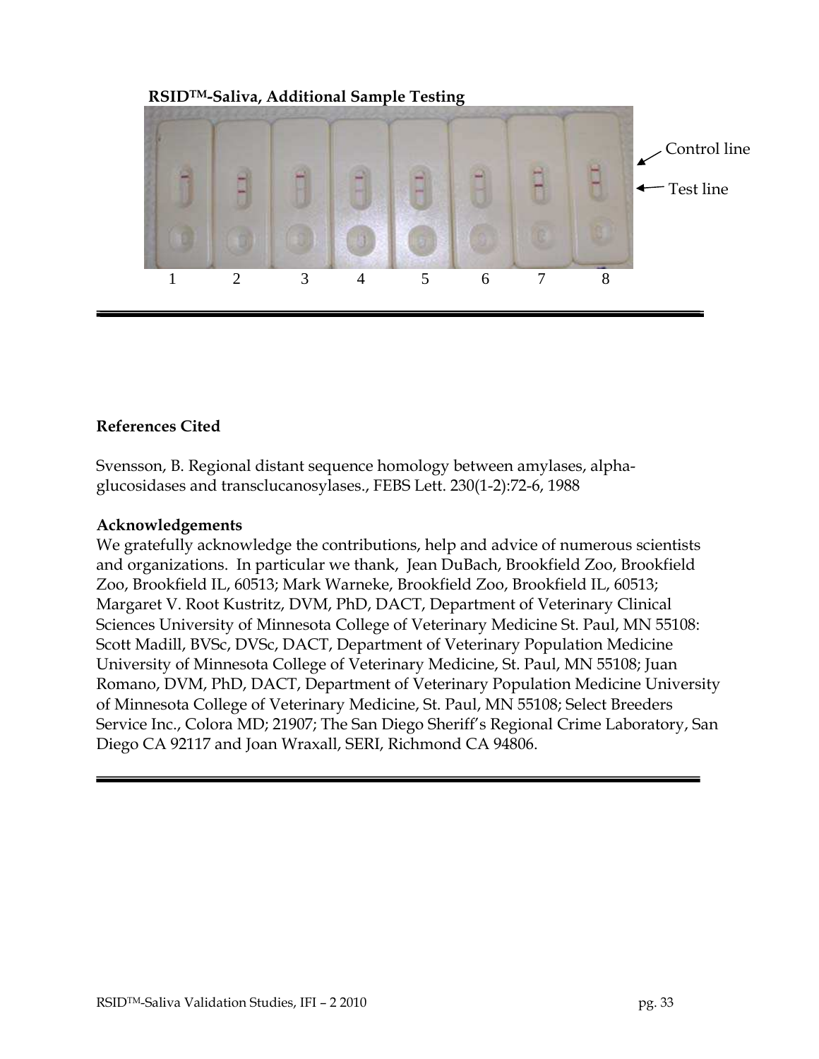**RSID™-Saliva, Additional Sample Testing**

Control line

Test line

1 2 3 4 5 6 7 8

---

**References Cited**

Svensson, B. Regional distant sequence homology between amylases, alpha-glucosidases and transclucanosylases., FEBS Lett. 230(1-2):72-6, 1988

**Acknowledgements**

We gratefully acknowledge the contributions, help and advice of numerous scientists and organizations. In particular we thank, Jean DuBach, Brookfield Zoo, Brookfield Zoo, Brookfield IL, 60513; Mark Warneke, Brookfield Zoo, Brookfield IL, 60513; Margaret V. Root Kustritz, DVM, PhD, DACT, Department of Veterinary Clinical Sciences University of Minnesota College of Veterinary Medicine St. Paul, MN 55108: Scott Madill, BVSc, DVSc, DACT, Department of Veterinary Population Medicine University of Minnesota College of Veterinary Medicine, St. Paul, MN 55108; Juan Romano, DVM, PhD, DACT, Department of Veterinary Population Medicine University of Minnesota College of Veterinary Medicine, St. Paul, MN 55108; Select Breeders Service Inc., Colora MD; 21907; The San Diego Sheriff's Regional Crime Laboratory, San Diego CA 92117 and Joan Wraxall, SERI, Richmond CA 94806.

---